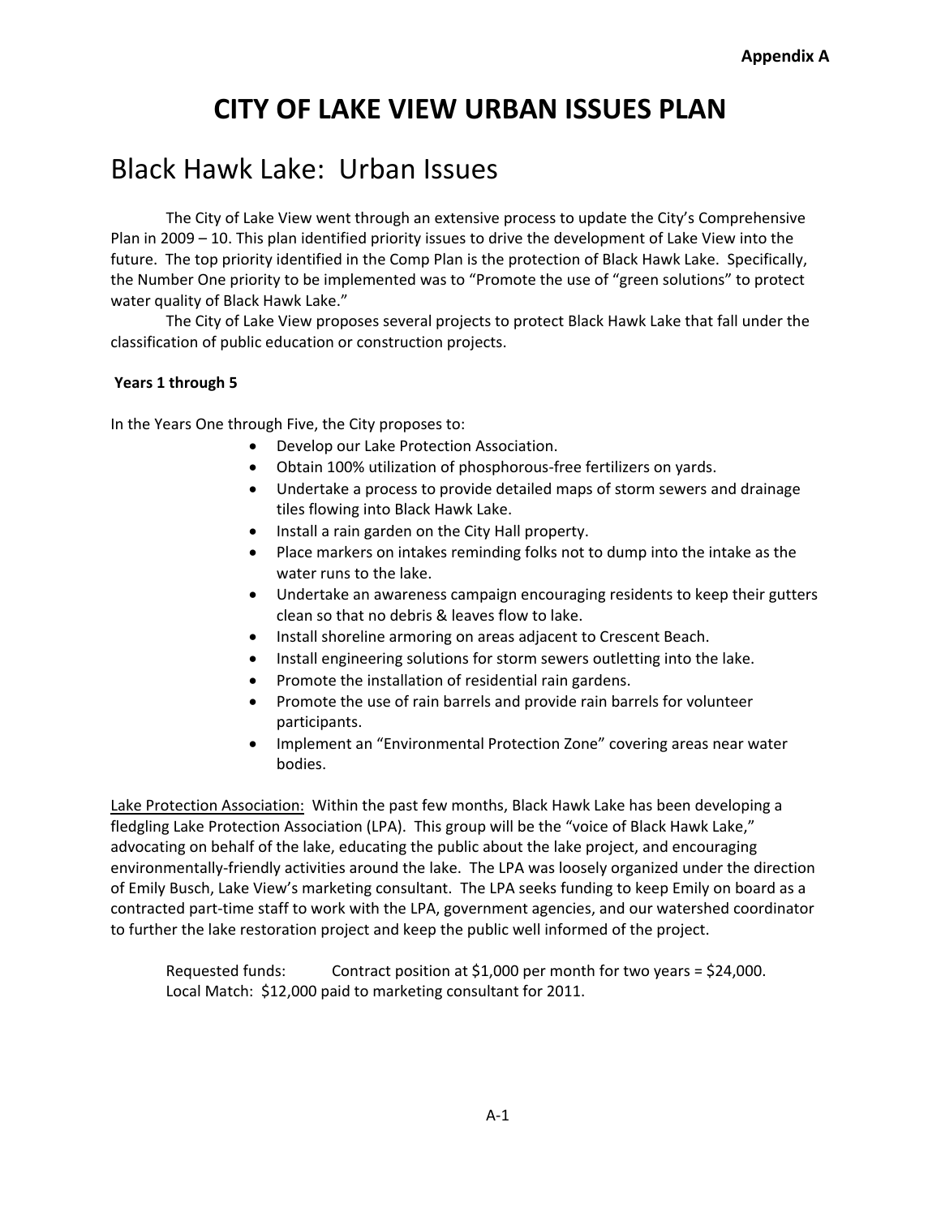**Appendix A**

# CITY OF LAKE VIEW URBAN ISSUES PLAN

## Black Hawk Lake: Urban Issues

The City of Lake View went through an extensive process to update the City's Comprehensive Plan in 2009 – 10. This plan identified priority issues to drive the development of Lake View into the future. The top priority identified in the Comp Plan is the protection of Black Hawk Lake. Specifically, the Number One priority to be implemented was to "Promote the use of "green solutions" to protect water quality of Black Hawk Lake."

The City of Lake View proposes several projects to protect Black Hawk Lake that fall under the classification of public education or construction projects.

**Years 1 through 5**

In the Years One through Five, the City proposes to:

- Develop our Lake Protection Association.
- Obtain 100% utilization of phosphorous-free fertilizers on yards.
- Undertake a process to provide detailed maps of storm sewers and drainage tiles flowing into Black Hawk Lake.
- Install a rain garden on the City Hall property.
- Place markers on intakes reminding folks not to dump into the intake as the water runs to the lake.
- Undertake an awareness campaign encouraging residents to keep their gutters clean so that no debris & leaves flow to lake.
- Install shoreline armoring on areas adjacent to Crescent Beach.
- Install engineering solutions for storm sewers outletting into the lake.
- Promote the installation of residential rain gardens.
- Promote the use of rain barrels and provide rain barrels for volunteer participants.
- Implement an "Environmental Protection Zone" covering areas near water bodies.

<u>Lake Protection Association:</u> Within the past few months, Black Hawk Lake has been developing a fledgling Lake Protection Association (LPA). This group will be the "voice of Black Hawk Lake," advocating on behalf of the lake, educating the public about the lake project, and encouraging environmentally-friendly activities around the lake. The LPA was loosely organized under the direction of Emily Busch, Lake View's marketing consultant. The LPA seeks funding to keep Emily on board as a contracted part-time staff to work with the LPA, government agencies, and our watershed coordinator to further the lake restoration project and keep the public well informed of the project.

Requested funds: Contract position at $1,000 per month for two years = $24,000.
Local Match: $12,000 paid to marketing consultant for 2011.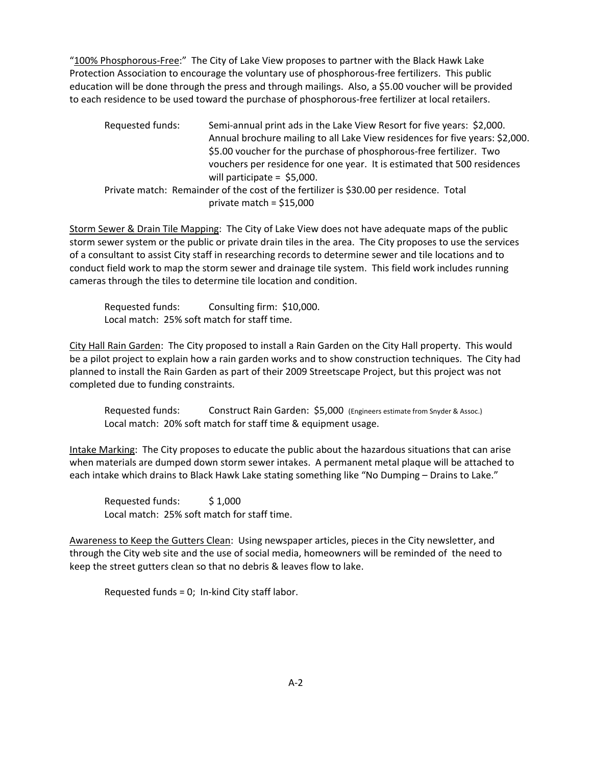"<u>100% Phosphorous-Free</u>:" The City of Lake View proposes to partner with the Black Hawk Lake Protection Association to encourage the voluntary use of phosphorous-free fertilizers. This public education will be done through the press and through mailings. Also, a $5.00 voucher will be provided to each residence to be used toward the purchase of phosphorous-free fertilizer at local retailers.

Requested funds: Semi-annual print ads in the Lake View Resort for five years: $2,000.
Annual brochure mailing to all Lake View residences for five years: $2,000.
$5.00 voucher for the purchase of phosphorous-free fertilizer. Two vouchers per residence for one year. It is estimated that 500 residences will participate = $5,000.

Private match: Remainder of the cost of the fertilizer is $30.00 per residence. Total private match = $15,000

<u>Storm Sewer & Drain Tile Mapping</u>: The City of Lake View does not have adequate maps of the public storm sewer system or the public or private drain tiles in the area. The City proposes to use the services of a consultant to assist City staff in researching records to determine sewer and tile locations and to conduct field work to map the storm sewer and drainage tile system. This field work includes running cameras through the tiles to determine tile location and condition.

Requested funds: Consulting firm: $10,000.
Local match: 25% soft match for staff time.

<u>City Hall Rain Garden</u>: The City proposed to install a Rain Garden on the City Hall property. This would be a pilot project to explain how a rain garden works and to show construction techniques. The City had planned to install the Rain Garden as part of their 2009 Streetscape Project, but this project was not completed due to funding constraints.

Requested funds: Construct Rain Garden: $5,000 (Engineers estimate from Snyder & Assoc.)
Local match: 20% soft match for staff time & equipment usage.

<u>Intake Marking</u>: The City proposes to educate the public about the hazardous situations that can arise when materials are dumped down storm sewer intakes. A permanent metal plaque will be attached to each intake which drains to Black Hawk Lake stating something like "No Dumping – Drains to Lake."

Requested funds: $ 1,000
Local match: 25% soft match for staff time.

<u>Awareness to Keep the Gutters Clean</u>: Using newspaper articles, pieces in the City newsletter, and through the City web site and the use of social media, homeowners will be reminded of the need to keep the street gutters clean so that no debris & leaves flow to lake.

Requested funds = 0; In-kind City staff labor.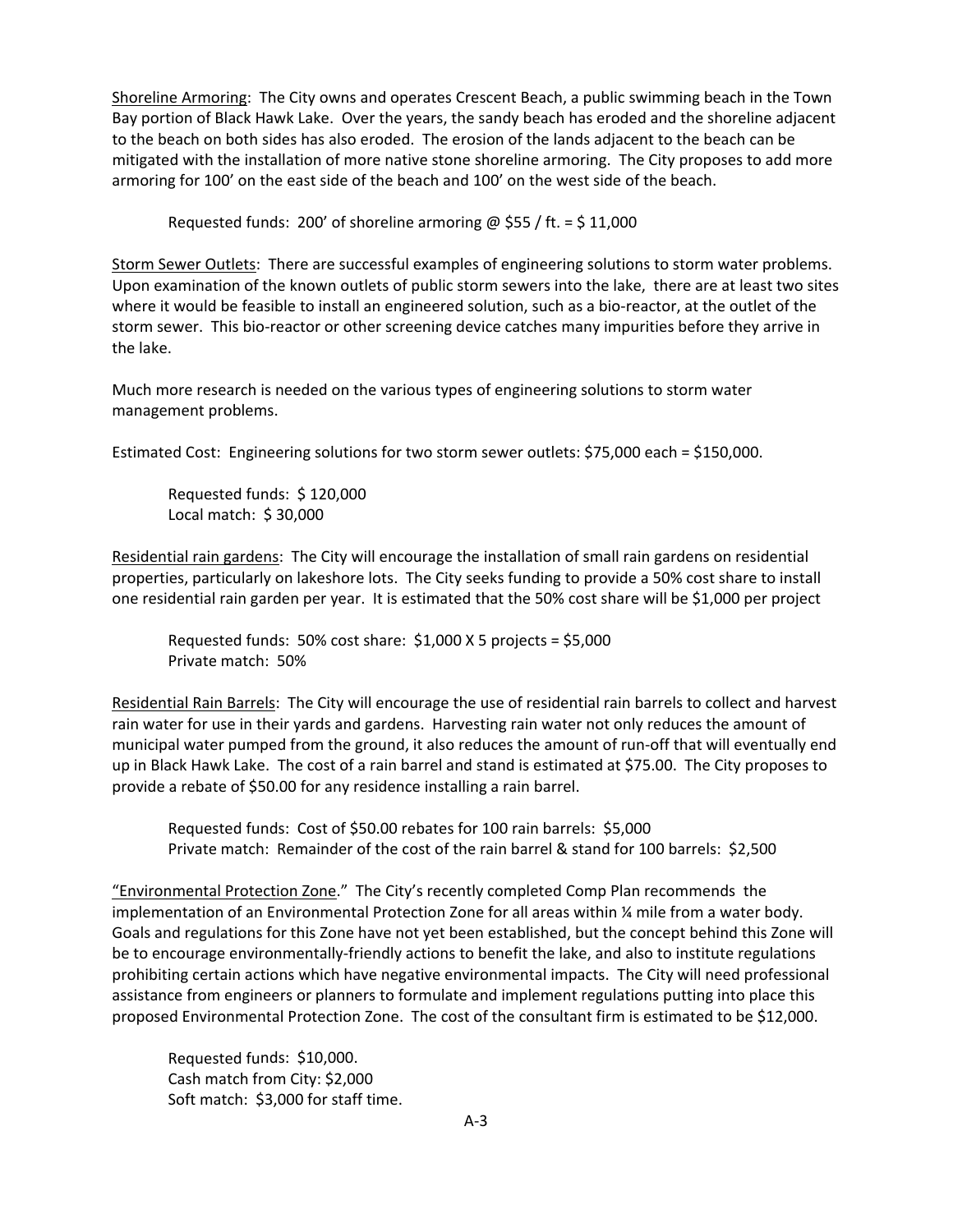Shoreline Armoring: The City owns and operates Crescent Beach, a public swimming beach in the Town Bay portion of Black Hawk Lake. Over the years, the sandy beach has eroded and the shoreline adjacent to the beach on both sides has also eroded. The erosion of the lands adjacent to the beach can be mitigated with the installation of more native stone shoreline armoring. The City proposes to add more armoring for 100' on the east side of the beach and 100' on the west side of the beach.

Requested funds: 200' of shoreline armoring @ $55 / ft. = $ 11,000

Storm Sewer Outlets: There are successful examples of engineering solutions to storm water problems. Upon examination of the known outlets of public storm sewers into the lake, there are at least two sites where it would be feasible to install an engineered solution, such as a bio-reactor, at the outlet of the storm sewer. This bio-reactor or other screening device catches many impurities before they arrive in the lake.

Much more research is needed on the various types of engineering solutions to storm water management problems.

Estimated Cost: Engineering solutions for two storm sewer outlets: $75,000 each = $150,000.

Requested funds: $ 120,000
Local match: $ 30,000

Residential rain gardens: The City will encourage the installation of small rain gardens on residential properties, particularly on lakeshore lots. The City seeks funding to provide a 50% cost share to install one residential rain garden per year. It is estimated that the 50% cost share will be $1,000 per project

Requested funds: 50% cost share: $1,000 X 5 projects = $5,000
Private match: 50%

Residential Rain Barrels: The City will encourage the use of residential rain barrels to collect and harvest rain water for use in their yards and gardens. Harvesting rain water not only reduces the amount of municipal water pumped from the ground, it also reduces the amount of run-off that will eventually end up in Black Hawk Lake. The cost of a rain barrel and stand is estimated at $75.00. The City proposes to provide a rebate of $50.00 for any residence installing a rain barrel.

Requested funds: Cost of $50.00 rebates for 100 rain barrels: $5,000
Private match: Remainder of the cost of the rain barrel & stand for 100 barrels: $2,500

"Environmental Protection Zone." The City's recently completed Comp Plan recommends the implementation of an Environmental Protection Zone for all areas within ¼ mile from a water body. Goals and regulations for this Zone have not yet been established, but the concept behind this Zone will be to encourage environmentally-friendly actions to benefit the lake, and also to institute regulations prohibiting certain actions which have negative environmental impacts. The City will need professional assistance from engineers or planners to formulate and implement regulations putting into place this proposed Environmental Protection Zone. The cost of the consultant firm is estimated to be $12,000.

Requested funds: $10,000.
Cash match from City: $2,000
Soft match: $3,000 for staff time.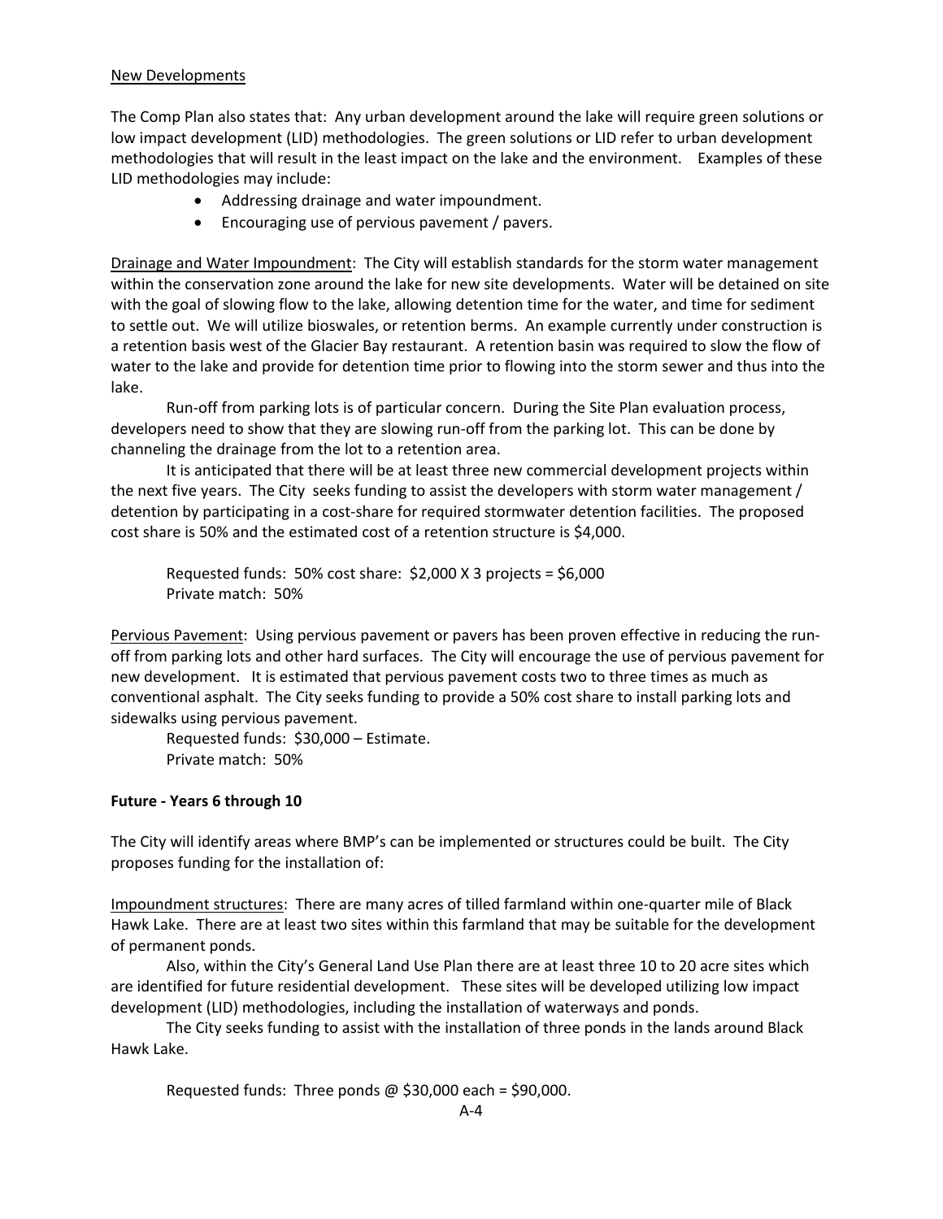New Developments

The Comp Plan also states that: Any urban development around the lake will require green solutions or low impact development (LID) methodologies. The green solutions or LID refer to urban development methodologies that will result in the least impact on the lake and the environment. Examples of these LID methodologies may include:

- Addressing drainage and water impoundment.
- Encouraging use of pervious pavement / pavers.

Drainage and Water Impoundment: The City will establish standards for the storm water management within the conservation zone around the lake for new site developments. Water will be detained on site with the goal of slowing flow to the lake, allowing detention time for the water, and time for sediment to settle out. We will utilize bioswales, or retention berms. An example currently under construction is a retention basis west of the Glacier Bay restaurant. A retention basin was required to slow the flow of water to the lake and provide for detention time prior to flowing into the storm sewer and thus into the lake.

Run-off from parking lots is of particular concern. During the Site Plan evaluation process, developers need to show that they are slowing run-off from the parking lot. This can be done by channeling the drainage from the lot to a retention area.

It is anticipated that there will be at least three new commercial development projects within the next five years. The City seeks funding to assist the developers with storm water management / detention by participating in a cost-share for required stormwater detention facilities. The proposed cost share is 50% and the estimated cost of a retention structure is $4,000.

Requested funds: 50% cost share: $2,000 X 3 projects = $6,000
Private match: 50%

Pervious Pavement: Using pervious pavement or pavers has been proven effective in reducing the run-off from parking lots and other hard surfaces. The City will encourage the use of pervious pavement for new development. It is estimated that pervious pavement costs two to three times as much as conventional asphalt. The City seeks funding to provide a 50% cost share to install parking lots and sidewalks using pervious pavement.

Requested funds: $30,000 – Estimate.
Private match: 50%

**Future - Years 6 through 10**

The City will identify areas where BMP's can be implemented or structures could be built. The City proposes funding for the installation of:

Impoundment structures: There are many acres of tilled farmland within one-quarter mile of Black Hawk Lake. There are at least two sites within this farmland that may be suitable for the development of permanent ponds.

Also, within the City's General Land Use Plan there are at least three 10 to 20 acre sites which are identified for future residential development. These sites will be developed utilizing low impact development (LID) methodologies, including the installation of waterways and ponds.

The City seeks funding to assist with the installation of three ponds in the lands around Black Hawk Lake.

Requested funds: Three ponds @ $30,000 each = $90,000.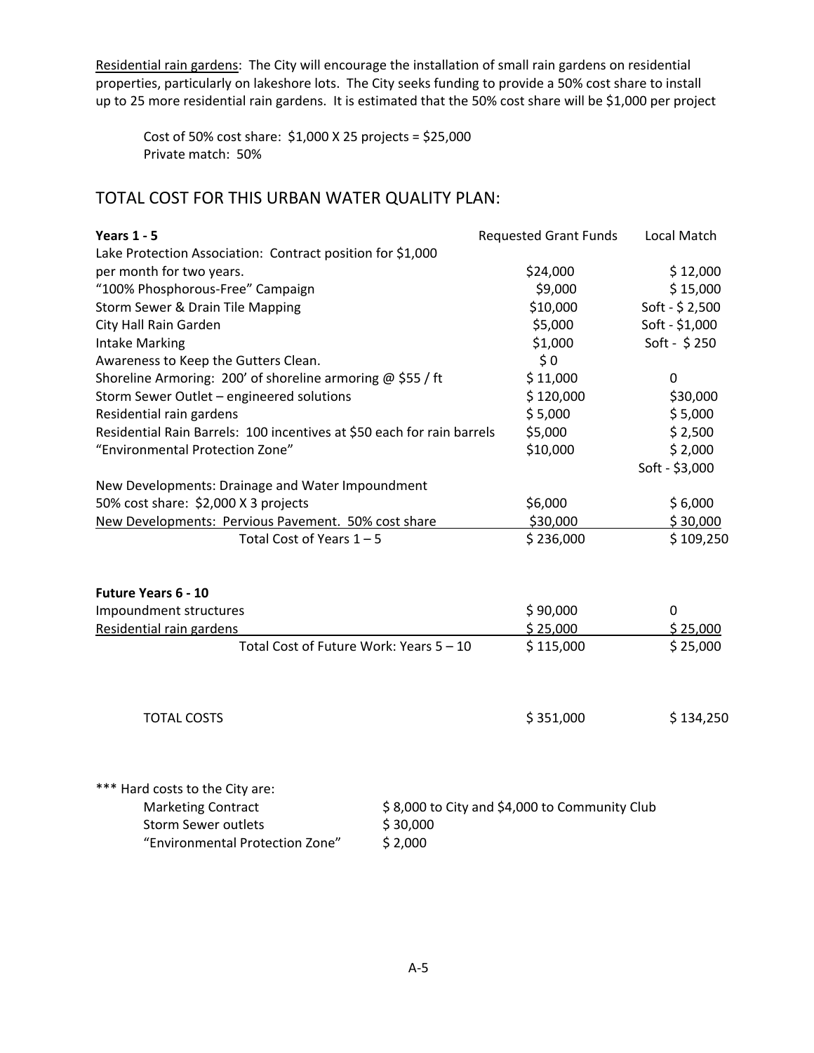Residential rain gardens: The City will encourage the installation of small rain gardens on residential properties, particularly on lakeshore lots. The City seeks funding to provide a 50% cost share to install up to 25 more residential rain gardens. It is estimated that the 50% cost share will be $1,000 per project

Cost of 50% cost share: $1,000 X 25 projects = $25,000
Private match: 50%

## TOTAL COST FOR THIS URBAN WATER QUALITY PLAN:

| **Years 1 - 5** | Requested Grant Funds | Local Match |
|---|---|---|
| Lake Protection Association: Contract position for $1,000 per month for two years. | $24,000 | $ 12,000 |
| "100% Phosphorous-Free" Campaign | $9,000 | $ 15,000 |
| Storm Sewer & Drain Tile Mapping | $10,000 | Soft - $ 2,500 |
| City Hall Rain Garden | $5,000 | Soft - $1,000 |
| Intake Marking | $1,000 | Soft - $ 250 |
| Awareness to Keep the Gutters Clean. | $ 0 | |
| Shoreline Armoring: 200' of shoreline armoring @ $55 / ft | $ 11,000 | 0 |
| Storm Sewer Outlet – engineered solutions | $ 120,000 | $30,000 |
| Residential rain gardens | $ 5,000 | $ 5,000 |
| Residential Rain Barrels: 100 incentives at $50 each for rain barrels | $5,000 | $ 2,500 |
| "Environmental Protection Zone" | $10,000 | $ 2,000<br>Soft - $3,000 |
| New Developments: Drainage and Water Impoundment 50% cost share: $2,000 X 3 projects | $6,000 | $ 6,000 |
| New Developments: Pervious Pavement. 50% cost share | $30,000 | $ 30,000 |
| Total Cost of Years 1 – 5 | $ 236,000 | $ 109,250 |
| | | |
| **Future Years 6 - 10** | | |
| Impoundment structures | $ 90,000 | 0 |
| Residential rain gardens | $ 25,000 | $ 25,000 |
| Total Cost of Future Work: Years 5 – 10 | $ 115,000 | $ 25,000 |
| | | |
| TOTAL COSTS | $ 351,000 | $ 134,250 |

*** Hard costs to the City are:

| | |
|---|---|
| Marketing Contract | $ 8,000 to City and $4,000 to Community Club |
| Storm Sewer outlets | $ 30,000 |
| "Environmental Protection Zone" | $ 2,000 |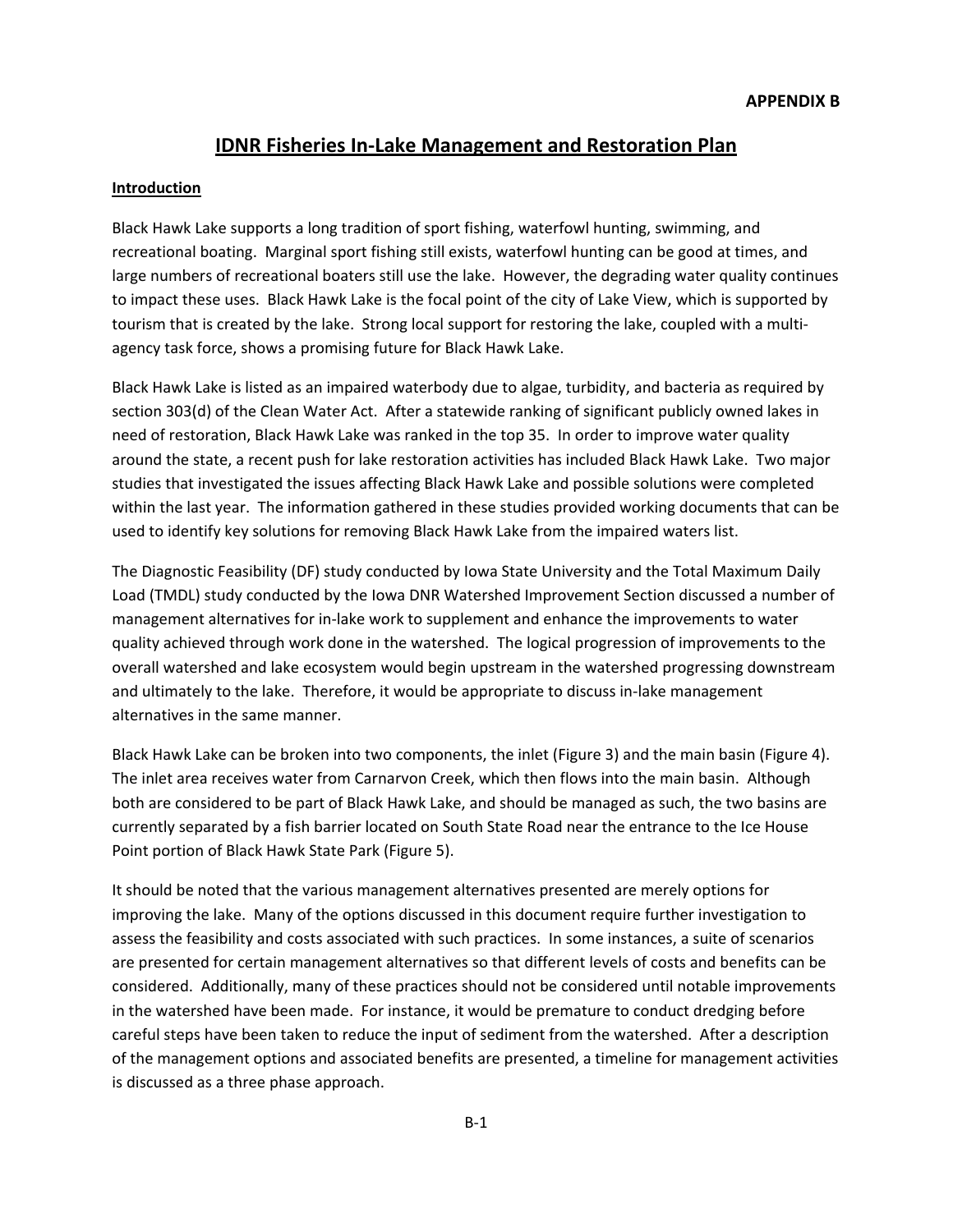**APPENDIX B**

# IDNR Fisheries In-Lake Management and Restoration Plan

## Introduction

Black Hawk Lake supports a long tradition of sport fishing, waterfowl hunting, swimming, and recreational boating. Marginal sport fishing still exists, waterfowl hunting can be good at times, and large numbers of recreational boaters still use the lake. However, the degrading water quality continues to impact these uses. Black Hawk Lake is the focal point of the city of Lake View, which is supported by tourism that is created by the lake. Strong local support for restoring the lake, coupled with a multi-agency task force, shows a promising future for Black Hawk Lake.

Black Hawk Lake is listed as an impaired waterbody due to algae, turbidity, and bacteria as required by section 303(d) of the Clean Water Act. After a statewide ranking of significant publicly owned lakes in need of restoration, Black Hawk Lake was ranked in the top 35. In order to improve water quality around the state, a recent push for lake restoration activities has included Black Hawk Lake. Two major studies that investigated the issues affecting Black Hawk Lake and possible solutions were completed within the last year. The information gathered in these studies provided working documents that can be used to identify key solutions for removing Black Hawk Lake from the impaired waters list.

The Diagnostic Feasibility (DF) study conducted by Iowa State University and the Total Maximum Daily Load (TMDL) study conducted by the Iowa DNR Watershed Improvement Section discussed a number of management alternatives for in-lake work to supplement and enhance the improvements to water quality achieved through work done in the watershed. The logical progression of improvements to the overall watershed and lake ecosystem would begin upstream in the watershed progressing downstream and ultimately to the lake. Therefore, it would be appropriate to discuss in-lake management alternatives in the same manner.

Black Hawk Lake can be broken into two components, the inlet (Figure 3) and the main basin (Figure 4). The inlet area receives water from Carnarvon Creek, which then flows into the main basin. Although both are considered to be part of Black Hawk Lake, and should be managed as such, the two basins are currently separated by a fish barrier located on South State Road near the entrance to the Ice House Point portion of Black Hawk State Park (Figure 5).

It should be noted that the various management alternatives presented are merely options for improving the lake. Many of the options discussed in this document require further investigation to assess the feasibility and costs associated with such practices. In some instances, a suite of scenarios are presented for certain management alternatives so that different levels of costs and benefits can be considered. Additionally, many of these practices should not be considered until notable improvements in the watershed have been made. For instance, it would be premature to conduct dredging before careful steps have been taken to reduce the input of sediment from the watershed. After a description of the management options and associated benefits are presented, a timeline for management activities is discussed as a three phase approach.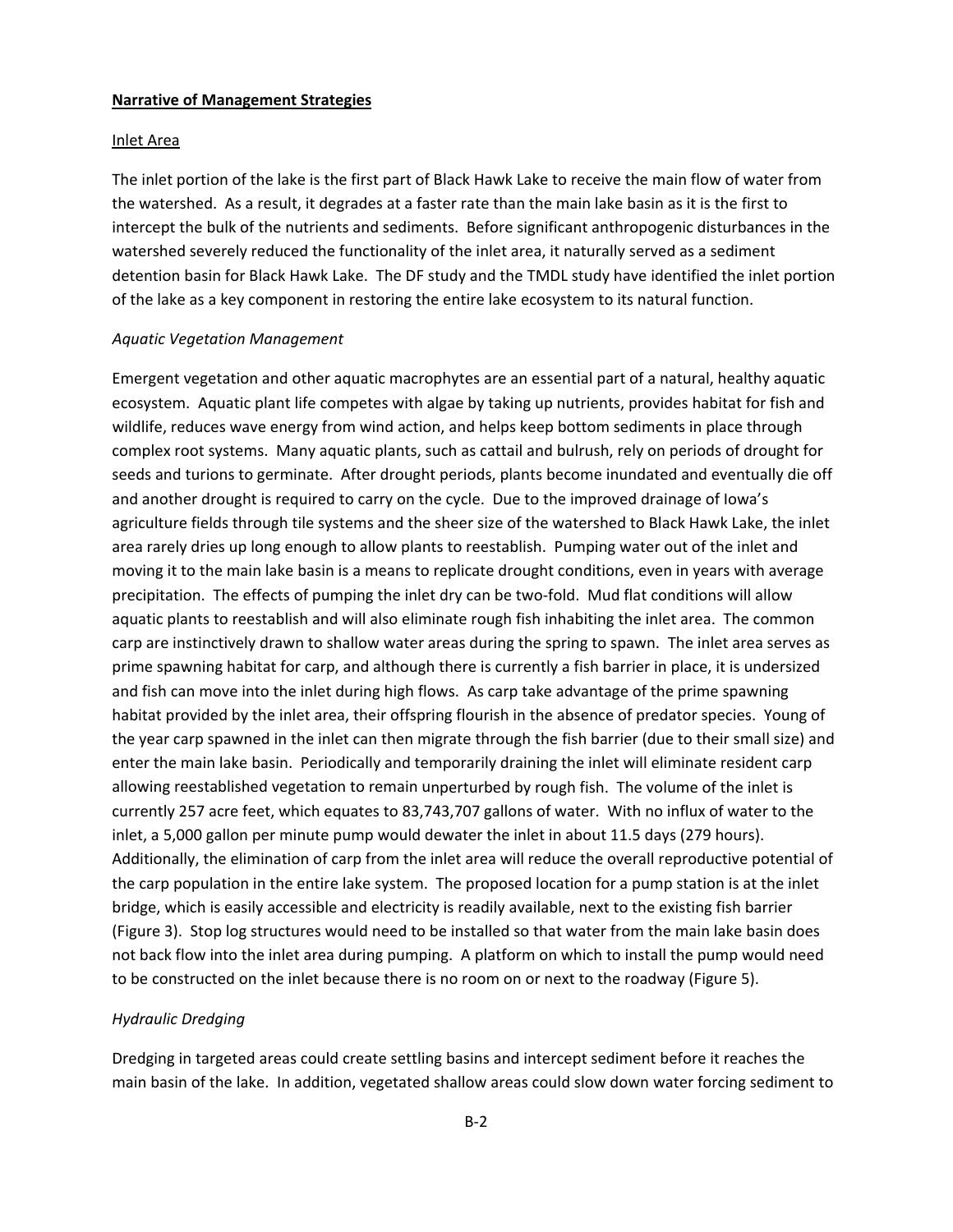**Narrative of Management Strategies**

Inlet Area

The inlet portion of the lake is the first part of Black Hawk Lake to receive the main flow of water from the watershed. As a result, it degrades at a faster rate than the main lake basin as it is the first to intercept the bulk of the nutrients and sediments. Before significant anthropogenic disturbances in the watershed severely reduced the functionality of the inlet area, it naturally served as a sediment detention basin for Black Hawk Lake. The DF study and the TMDL study have identified the inlet portion of the lake as a key component in restoring the entire lake ecosystem to its natural function.

*Aquatic Vegetation Management*

Emergent vegetation and other aquatic macrophytes are an essential part of a natural, healthy aquatic ecosystem. Aquatic plant life competes with algae by taking up nutrients, provides habitat for fish and wildlife, reduces wave energy from wind action, and helps keep bottom sediments in place through complex root systems. Many aquatic plants, such as cattail and bulrush, rely on periods of drought for seeds and turions to germinate. After drought periods, plants become inundated and eventually die off and another drought is required to carry on the cycle. Due to the improved drainage of Iowa's agriculture fields through tile systems and the sheer size of the watershed to Black Hawk Lake, the inlet area rarely dries up long enough to allow plants to reestablish. Pumping water out of the inlet and moving it to the main lake basin is a means to replicate drought conditions, even in years with average precipitation. The effects of pumping the inlet dry can be two-fold. Mud flat conditions will allow aquatic plants to reestablish and will also eliminate rough fish inhabiting the inlet area. The common carp are instinctively drawn to shallow water areas during the spring to spawn. The inlet area serves as prime spawning habitat for carp, and although there is currently a fish barrier in place, it is undersized and fish can move into the inlet during high flows. As carp take advantage of the prime spawning habitat provided by the inlet area, their offspring flourish in the absence of predator species. Young of the year carp spawned in the inlet can then migrate through the fish barrier (due to their small size) and enter the main lake basin. Periodically and temporarily draining the inlet will eliminate resident carp allowing reestablished vegetation to remain unperturbed by rough fish. The volume of the inlet is currently 257 acre feet, which equates to 83,743,707 gallons of water. With no influx of water to the inlet, a 5,000 gallon per minute pump would dewater the inlet in about 11.5 days (279 hours). Additionally, the elimination of carp from the inlet area will reduce the overall reproductive potential of the carp population in the entire lake system. The proposed location for a pump station is at the inlet bridge, which is easily accessible and electricity is readily available, next to the existing fish barrier (Figure 3). Stop log structures would need to be installed so that water from the main lake basin does not back flow into the inlet area during pumping. A platform on which to install the pump would need to be constructed on the inlet because there is no room on or next to the roadway (Figure 5).

*Hydraulic Dredging*

Dredging in targeted areas could create settling basins and intercept sediment before it reaches the main basin of the lake. In addition, vegetated shallow areas could slow down water forcing sediment to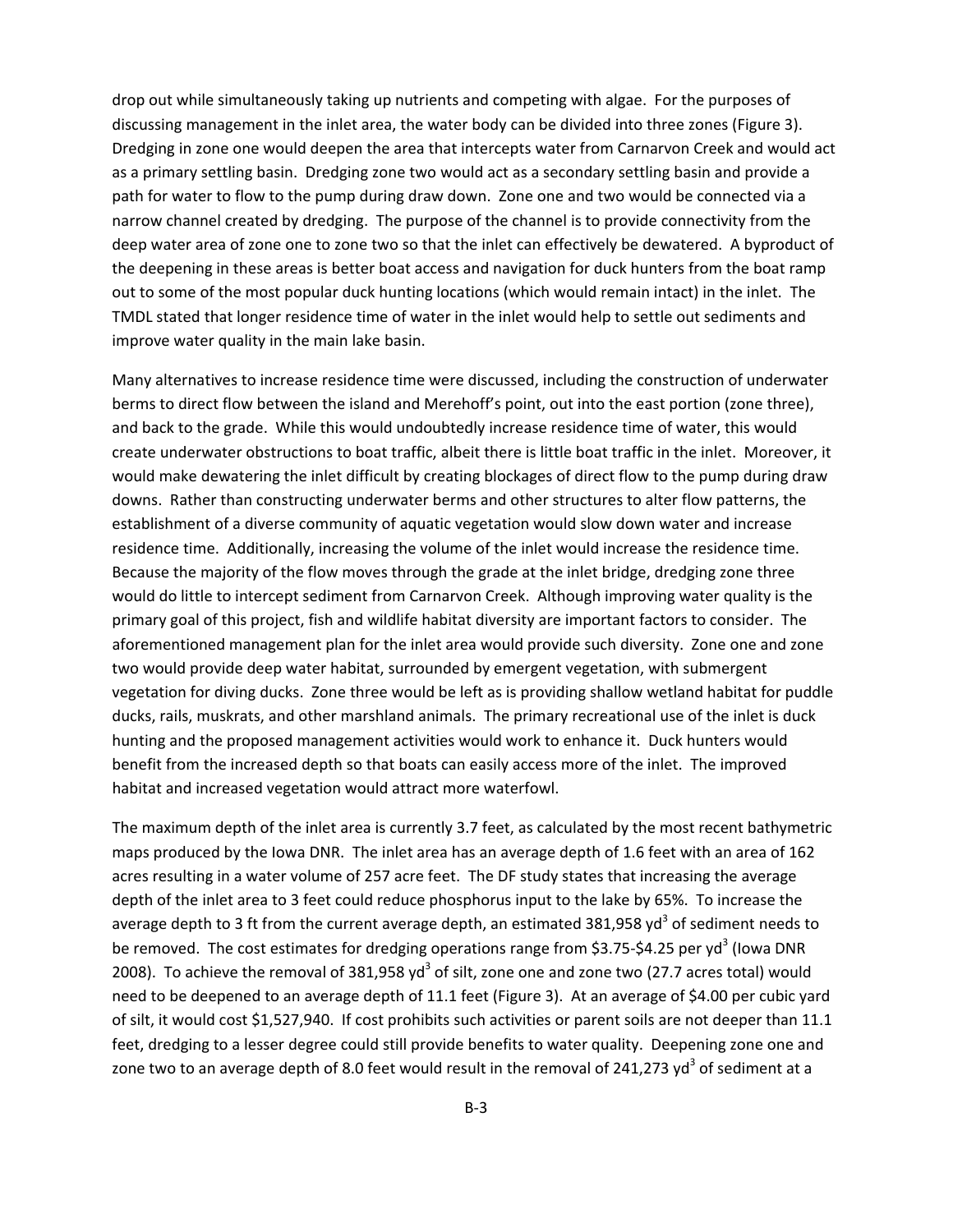drop out while simultaneously taking up nutrients and competing with algae. For the purposes of discussing management in the inlet area, the water body can be divided into three zones (Figure 3). Dredging in zone one would deepen the area that intercepts water from Carnarvon Creek and would act as a primary settling basin. Dredging zone two would act as a secondary settling basin and provide a path for water to flow to the pump during draw down. Zone one and two would be connected via a narrow channel created by dredging. The purpose of the channel is to provide connectivity from the deep water area of zone one to zone two so that the inlet can effectively be dewatered. A byproduct of the deepening in these areas is better boat access and navigation for duck hunters from the boat ramp out to some of the most popular duck hunting locations (which would remain intact) in the inlet. The TMDL stated that longer residence time of water in the inlet would help to settle out sediments and improve water quality in the main lake basin.

Many alternatives to increase residence time were discussed, including the construction of underwater berms to direct flow between the island and Merehoff's point, out into the east portion (zone three), and back to the grade. While this would undoubtedly increase residence time of water, this would create underwater obstructions to boat traffic, albeit there is little boat traffic in the inlet. Moreover, it would make dewatering the inlet difficult by creating blockages of direct flow to the pump during draw downs. Rather than constructing underwater berms and other structures to alter flow patterns, the establishment of a diverse community of aquatic vegetation would slow down water and increase residence time. Additionally, increasing the volume of the inlet would increase the residence time. Because the majority of the flow moves through the grade at the inlet bridge, dredging zone three would do little to intercept sediment from Carnarvon Creek. Although improving water quality is the primary goal of this project, fish and wildlife habitat diversity are important factors to consider. The aforementioned management plan for the inlet area would provide such diversity. Zone one and zone two would provide deep water habitat, surrounded by emergent vegetation, with submergent vegetation for diving ducks. Zone three would be left as is providing shallow wetland habitat for puddle ducks, rails, muskrats, and other marshland animals. The primary recreational use of the inlet is duck hunting and the proposed management activities would work to enhance it. Duck hunters would benefit from the increased depth so that boats can easily access more of the inlet. The improved habitat and increased vegetation would attract more waterfowl.

The maximum depth of the inlet area is currently 3.7 feet, as calculated by the most recent bathymetric maps produced by the Iowa DNR. The inlet area has an average depth of 1.6 feet with an area of 162 acres resulting in a water volume of 257 acre feet. The DF study states that increasing the average depth of the inlet area to 3 feet could reduce phosphorus input to the lake by 65%. To increase the average depth to 3 ft from the current average depth, an estimated 381,958 $yd^3$ of sediment needs to be removed. The cost estimates for dredging operations range from \$3.75-\$4.25 per $yd^3$ (Iowa DNR 2008). To achieve the removal of 381,958 $yd^3$ of silt, zone one and zone two (27.7 acres total) would need to be deepened to an average depth of 11.1 feet (Figure 3). At an average of \$4.00 per cubic yard of silt, it would cost \$1,527,940. If cost prohibits such activities or parent soils are not deeper than 11.1 feet, dredging to a lesser degree could still provide benefits to water quality. Deepening zone one and zone two to an average depth of 8.0 feet would result in the removal of 241,273 $yd^3$ of sediment at a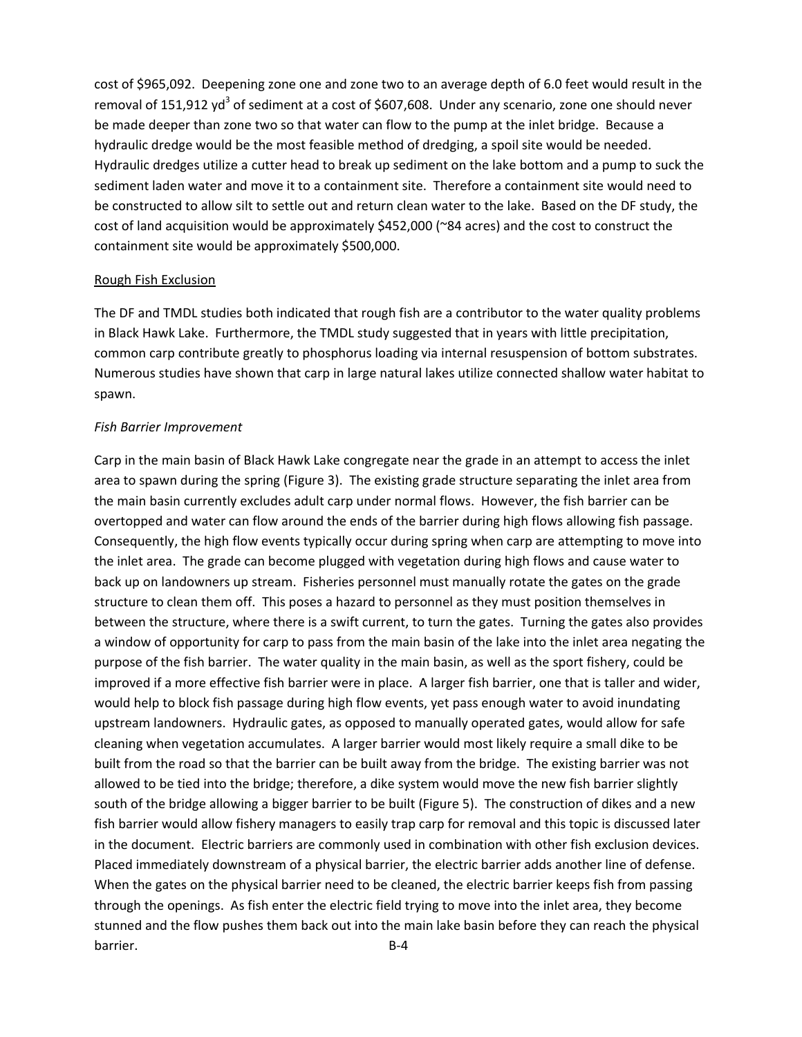cost of $965,092. Deepening zone one and zone two to an average depth of 6.0 feet would result in the removal of 151,912 yd$^3$ of sediment at a cost of $607,608. Under any scenario, zone one should never be made deeper than zone two so that water can flow to the pump at the inlet bridge. Because a hydraulic dredge would be the most feasible method of dredging, a spoil site would be needed. Hydraulic dredges utilize a cutter head to break up sediment on the lake bottom and a pump to suck the sediment laden water and move it to a containment site. Therefore a containment site would need to be constructed to allow silt to settle out and return clean water to the lake. Based on the DF study, the cost of land acquisition would be approximately $452,000 (~84 acres) and the cost to construct the containment site would be approximately $500,000.

<u>Rough Fish Exclusion</u>

The DF and TMDL studies both indicated that rough fish are a contributor to the water quality problems in Black Hawk Lake. Furthermore, the TMDL study suggested that in years with little precipitation, common carp contribute greatly to phosphorus loading via internal resuspension of bottom substrates. Numerous studies have shown that carp in large natural lakes utilize connected shallow water habitat to spawn.

*Fish Barrier Improvement*

Carp in the main basin of Black Hawk Lake congregate near the grade in an attempt to access the inlet area to spawn during the spring (Figure 3). The existing grade structure separating the inlet area from the main basin currently excludes adult carp under normal flows. However, the fish barrier can be overtopped and water can flow around the ends of the barrier during high flows allowing fish passage. Consequently, the high flow events typically occur during spring when carp are attempting to move into the inlet area. The grade can become plugged with vegetation during high flows and cause water to back up on landowners up stream. Fisheries personnel must manually rotate the gates on the grade structure to clean them off. This poses a hazard to personnel as they must position themselves in between the structure, where there is a swift current, to turn the gates. Turning the gates also provides a window of opportunity for carp to pass from the main basin of the lake into the inlet area negating the purpose of the fish barrier. The water quality in the main basin, as well as the sport fishery, could be improved if a more effective fish barrier were in place. A larger fish barrier, one that is taller and wider, would help to block fish passage during high flow events, yet pass enough water to avoid inundating upstream landowners. Hydraulic gates, as opposed to manually operated gates, would allow for safe cleaning when vegetation accumulates. A larger barrier would most likely require a small dike to be built from the road so that the barrier can be built away from the bridge. The existing barrier was not allowed to be tied into the bridge; therefore, a dike system would move the new fish barrier slightly south of the bridge allowing a bigger barrier to be built (Figure 5). The construction of dikes and a new fish barrier would allow fishery managers to easily trap carp for removal and this topic is discussed later in the document. Electric barriers are commonly used in combination with other fish exclusion devices. Placed immediately downstream of a physical barrier, the electric barrier adds another line of defense. When the gates on the physical barrier need to be cleaned, the electric barrier keeps fish from passing through the openings. As fish enter the electric field trying to move into the inlet area, they become stunned and the flow pushes them back out into the main lake basin before they can reach the physical barrier.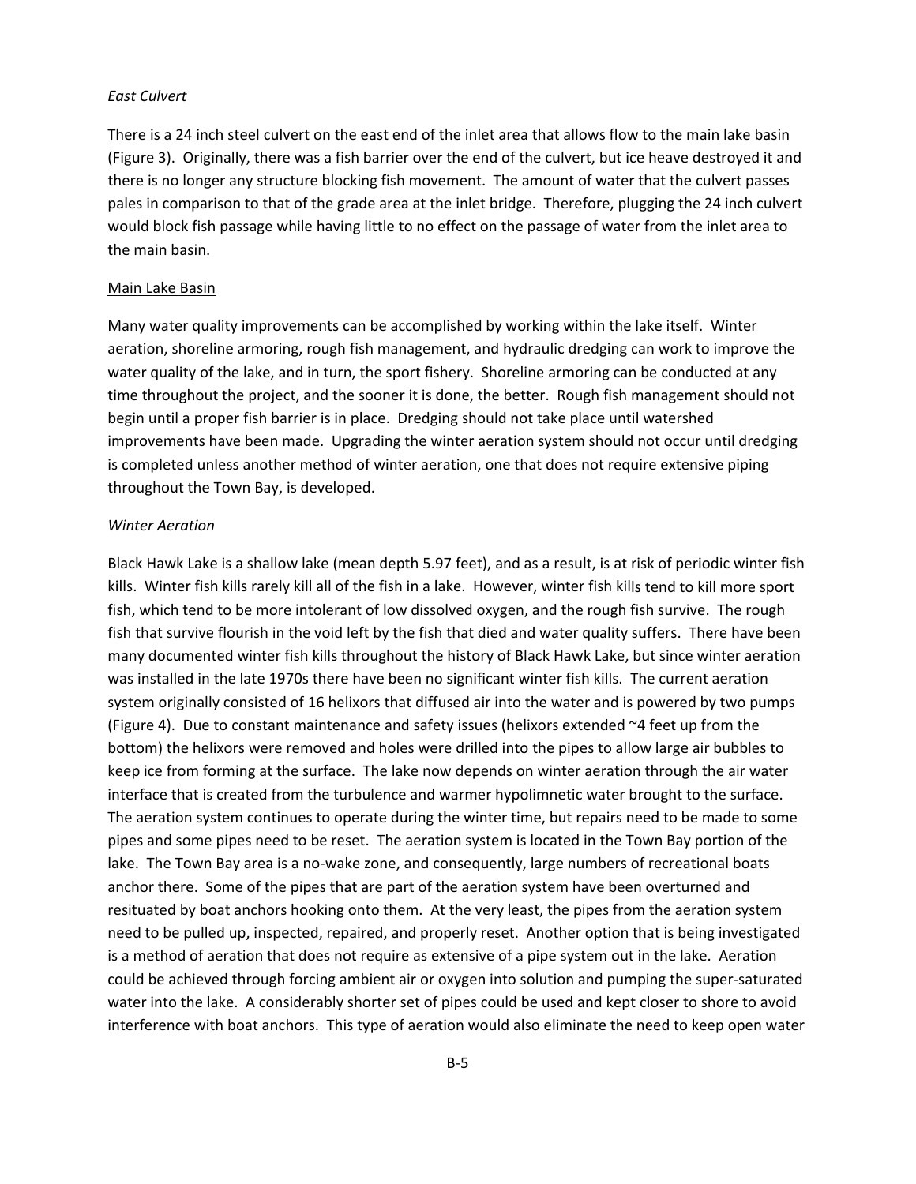*East Culvert*

There is a 24 inch steel culvert on the east end of the inlet area that allows flow to the main lake basin (Figure 3). Originally, there was a fish barrier over the end of the culvert, but ice heave destroyed it and there is no longer any structure blocking fish movement. The amount of water that the culvert passes pales in comparison to that of the grade area at the inlet bridge. Therefore, plugging the 24 inch culvert would block fish passage while having little to no effect on the passage of water from the inlet area to the main basin.

Main Lake Basin

Many water quality improvements can be accomplished by working within the lake itself. Winter aeration, shoreline armoring, rough fish management, and hydraulic dredging can work to improve the water quality of the lake, and in turn, the sport fishery. Shoreline armoring can be conducted at any time throughout the project, and the sooner it is done, the better. Rough fish management should not begin until a proper fish barrier is in place. Dredging should not take place until watershed improvements have been made. Upgrading the winter aeration system should not occur until dredging is completed unless another method of winter aeration, one that does not require extensive piping throughout the Town Bay, is developed.

*Winter Aeration*

Black Hawk Lake is a shallow lake (mean depth 5.97 feet), and as a result, is at risk of periodic winter fish kills. Winter fish kills rarely kill all of the fish in a lake. However, winter fish kills tend to kill more sport fish, which tend to be more intolerant of low dissolved oxygen, and the rough fish survive. The rough fish that survive flourish in the void left by the fish that died and water quality suffers. There have been many documented winter fish kills throughout the history of Black Hawk Lake, but since winter aeration was installed in the late 1970s there have been no significant winter fish kills. The current aeration system originally consisted of 16 helixors that diffused air into the water and is powered by two pumps (Figure 4). Due to constant maintenance and safety issues (helixors extended ~4 feet up from the bottom) the helixors were removed and holes were drilled into the pipes to allow large air bubbles to keep ice from forming at the surface. The lake now depends on winter aeration through the air water interface that is created from the turbulence and warmer hypolimnetic water brought to the surface. The aeration system continues to operate during the winter time, but repairs need to be made to some pipes and some pipes need to be reset. The aeration system is located in the Town Bay portion of the lake. The Town Bay area is a no-wake zone, and consequently, large numbers of recreational boats anchor there. Some of the pipes that are part of the aeration system have been overturned and resituated by boat anchors hooking onto them. At the very least, the pipes from the aeration system need to be pulled up, inspected, repaired, and properly reset. Another option that is being investigated is a method of aeration that does not require as extensive of a pipe system out in the lake. Aeration could be achieved through forcing ambient air or oxygen into solution and pumping the super-saturated water into the lake. A considerably shorter set of pipes could be used and kept closer to shore to avoid interference with boat anchors. This type of aeration would also eliminate the need to keep open water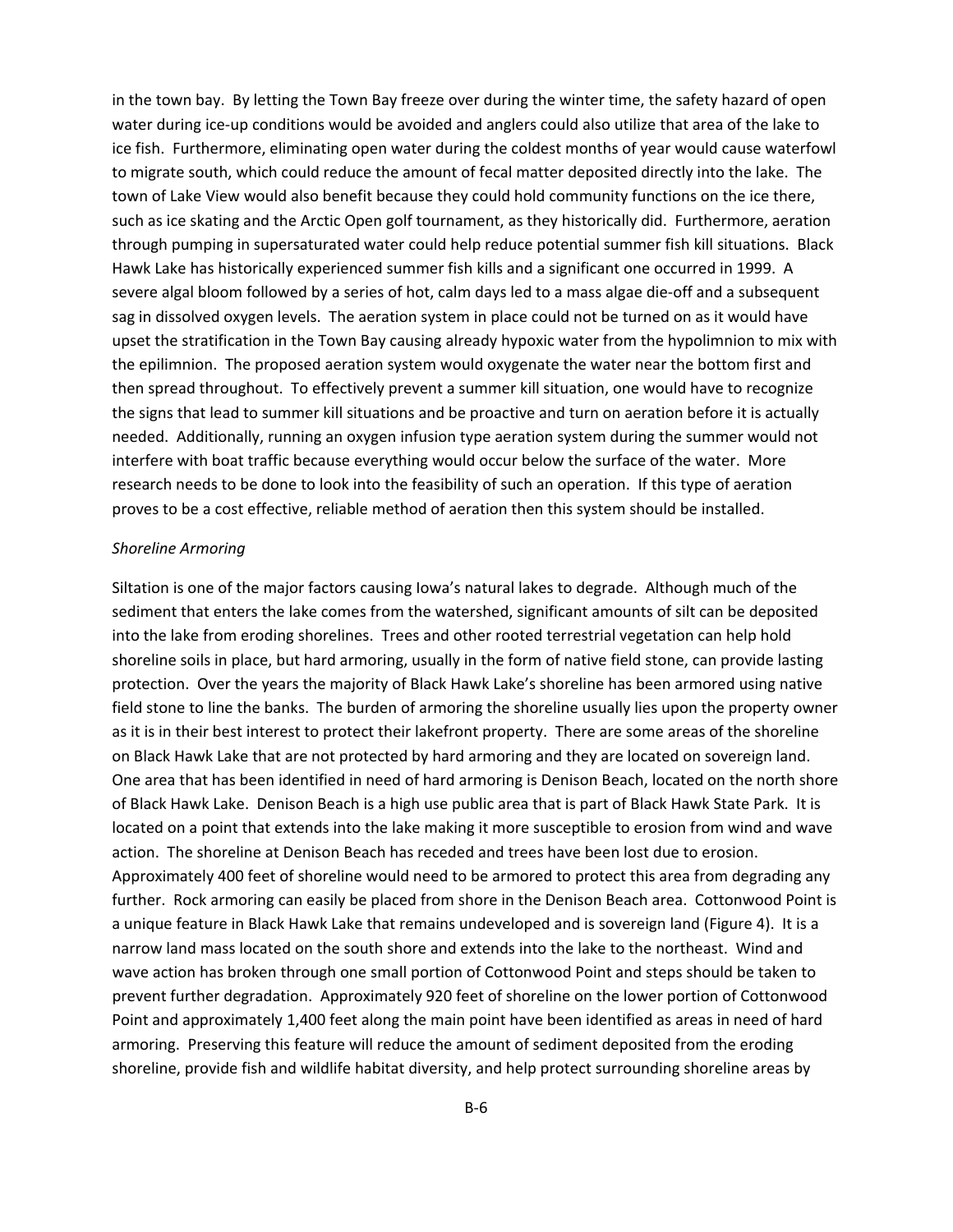in the town bay. By letting the Town Bay freeze over during the winter time, the safety hazard of open water during ice-up conditions would be avoided and anglers could also utilize that area of the lake to ice fish. Furthermore, eliminating open water during the coldest months of year would cause waterfowl to migrate south, which could reduce the amount of fecal matter deposited directly into the lake. The town of Lake View would also benefit because they could hold community functions on the ice there, such as ice skating and the Arctic Open golf tournament, as they historically did. Furthermore, aeration through pumping in supersaturated water could help reduce potential summer fish kill situations. Black Hawk Lake has historically experienced summer fish kills and a significant one occurred in 1999. A severe algal bloom followed by a series of hot, calm days led to a mass algae die-off and a subsequent sag in dissolved oxygen levels. The aeration system in place could not be turned on as it would have upset the stratification in the Town Bay causing already hypoxic water from the hypolimnion to mix with the epilimnion. The proposed aeration system would oxygenate the water near the bottom first and then spread throughout. To effectively prevent a summer kill situation, one would have to recognize the signs that lead to summer kill situations and be proactive and turn on aeration before it is actually needed. Additionally, running an oxygen infusion type aeration system during the summer would not interfere with boat traffic because everything would occur below the surface of the water. More research needs to be done to look into the feasibility of such an operation. If this type of aeration proves to be a cost effective, reliable method of aeration then this system should be installed.

*Shoreline Armoring*

Siltation is one of the major factors causing Iowa's natural lakes to degrade. Although much of the sediment that enters the lake comes from the watershed, significant amounts of silt can be deposited into the lake from eroding shorelines. Trees and other rooted terrestrial vegetation can help hold shoreline soils in place, but hard armoring, usually in the form of native field stone, can provide lasting protection. Over the years the majority of Black Hawk Lake's shoreline has been armored using native field stone to line the banks. The burden of armoring the shoreline usually lies upon the property owner as it is in their best interest to protect their lakefront property. There are some areas of the shoreline on Black Hawk Lake that are not protected by hard armoring and they are located on sovereign land. One area that has been identified in need of hard armoring is Denison Beach, located on the north shore of Black Hawk Lake. Denison Beach is a high use public area that is part of Black Hawk State Park. It is located on a point that extends into the lake making it more susceptible to erosion from wind and wave action. The shoreline at Denison Beach has receded and trees have been lost due to erosion. Approximately 400 feet of shoreline would need to be armored to protect this area from degrading any further. Rock armoring can easily be placed from shore in the Denison Beach area. Cottonwood Point is a unique feature in Black Hawk Lake that remains undeveloped and is sovereign land (Figure 4). It is a narrow land mass located on the south shore and extends into the lake to the northeast. Wind and wave action has broken through one small portion of Cottonwood Point and steps should be taken to prevent further degradation. Approximately 920 feet of shoreline on the lower portion of Cottonwood Point and approximately 1,400 feet along the main point have been identified as areas in need of hard armoring. Preserving this feature will reduce the amount of sediment deposited from the eroding shoreline, provide fish and wildlife habitat diversity, and help protect surrounding shoreline areas by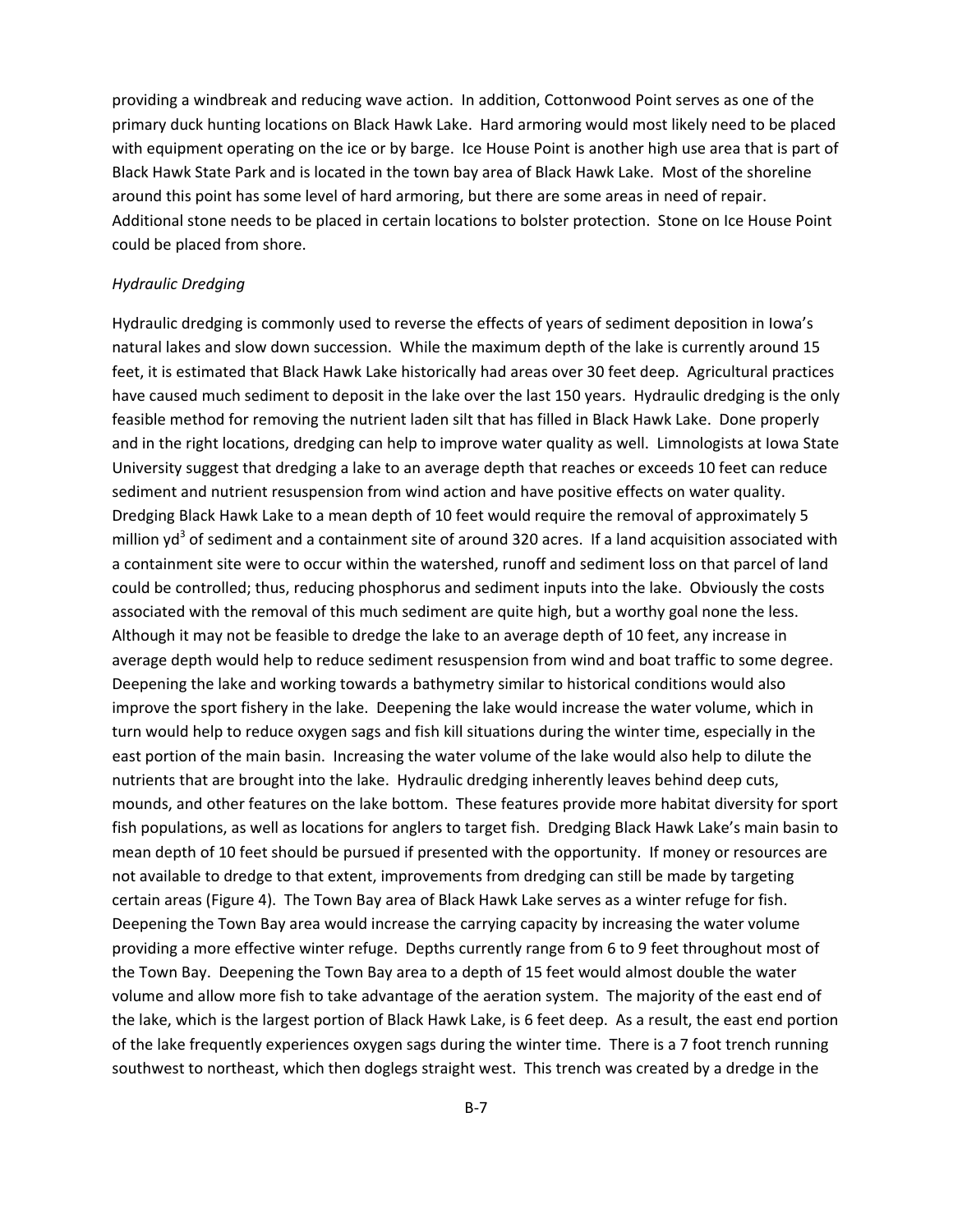providing a windbreak and reducing wave action. In addition, Cottonwood Point serves as one of the primary duck hunting locations on Black Hawk Lake. Hard armoring would most likely need to be placed with equipment operating on the ice or by barge. Ice House Point is another high use area that is part of Black Hawk State Park and is located in the town bay area of Black Hawk Lake. Most of the shoreline around this point has some level of hard armoring, but there are some areas in need of repair. Additional stone needs to be placed in certain locations to bolster protection. Stone on Ice House Point could be placed from shore.

*Hydraulic Dredging*

Hydraulic dredging is commonly used to reverse the effects of years of sediment deposition in Iowa's natural lakes and slow down succession. While the maximum depth of the lake is currently around 15 feet, it is estimated that Black Hawk Lake historically had areas over 30 feet deep. Agricultural practices have caused much sediment to deposit in the lake over the last 150 years. Hydraulic dredging is the only feasible method for removing the nutrient laden silt that has filled in Black Hawk Lake. Done properly and in the right locations, dredging can help to improve water quality as well. Limnologists at Iowa State University suggest that dredging a lake to an average depth that reaches or exceeds 10 feet can reduce sediment and nutrient resuspension from wind action and have positive effects on water quality. Dredging Black Hawk Lake to a mean depth of 10 feet would require the removal of approximately 5 million $yd^3$ of sediment and a containment site of around 320 acres. If a land acquisition associated with a containment site were to occur within the watershed, runoff and sediment loss on that parcel of land could be controlled; thus, reducing phosphorus and sediment inputs into the lake. Obviously the costs associated with the removal of this much sediment are quite high, but a worthy goal none the less. Although it may not be feasible to dredge the lake to an average depth of 10 feet, any increase in average depth would help to reduce sediment resuspension from wind and boat traffic to some degree. Deepening the lake and working towards a bathymetry similar to historical conditions would also improve the sport fishery in the lake. Deepening the lake would increase the water volume, which in turn would help to reduce oxygen sags and fish kill situations during the winter time, especially in the east portion of the main basin. Increasing the water volume of the lake would also help to dilute the nutrients that are brought into the lake. Hydraulic dredging inherently leaves behind deep cuts, mounds, and other features on the lake bottom. These features provide more habitat diversity for sport fish populations, as well as locations for anglers to target fish. Dredging Black Hawk Lake's main basin to mean depth of 10 feet should be pursued if presented with the opportunity. If money or resources are not available to dredge to that extent, improvements from dredging can still be made by targeting certain areas (Figure 4). The Town Bay area of Black Hawk Lake serves as a winter refuge for fish. Deepening the Town Bay area would increase the carrying capacity by increasing the water volume providing a more effective winter refuge. Depths currently range from 6 to 9 feet throughout most of the Town Bay. Deepening the Town Bay area to a depth of 15 feet would almost double the water volume and allow more fish to take advantage of the aeration system. The majority of the east end of the lake, which is the largest portion of Black Hawk Lake, is 6 feet deep. As a result, the east end portion of the lake frequently experiences oxygen sags during the winter time. There is a 7 foot trench running southwest to northeast, which then doglegs straight west. This trench was created by a dredge in the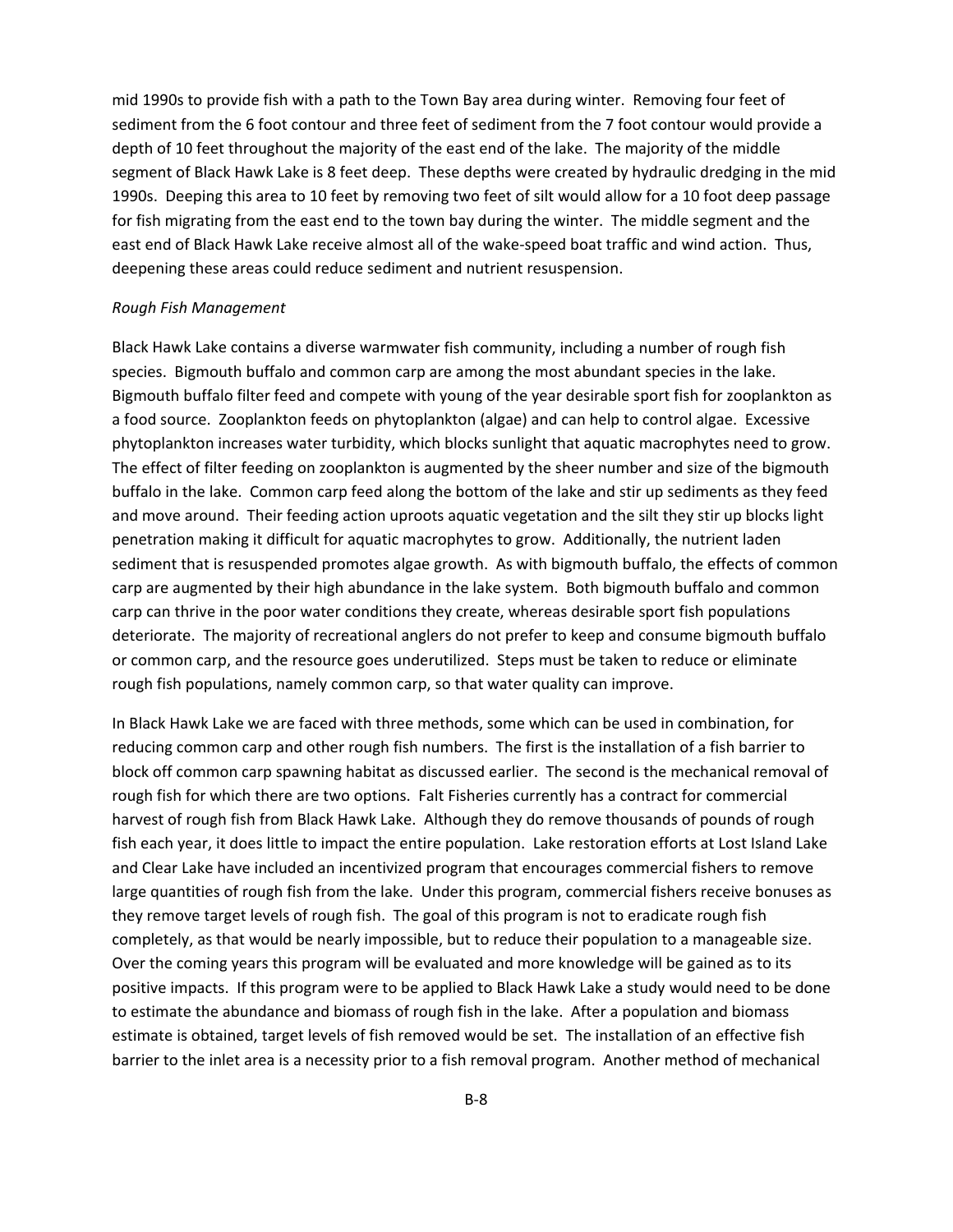mid 1990s to provide fish with a path to the Town Bay area during winter. Removing four feet of sediment from the 6 foot contour and three feet of sediment from the 7 foot contour would provide a depth of 10 feet throughout the majority of the east end of the lake. The majority of the middle segment of Black Hawk Lake is 8 feet deep. These depths were created by hydraulic dredging in the mid 1990s. Deeping this area to 10 feet by removing two feet of silt would allow for a 10 foot deep passage for fish migrating from the east end to the town bay during the winter. The middle segment and the east end of Black Hawk Lake receive almost all of the wake-speed boat traffic and wind action. Thus, deepening these areas could reduce sediment and nutrient resuspension.

*Rough Fish Management*

Black Hawk Lake contains a diverse warmwater fish community, including a number of rough fish species. Bigmouth buffalo and common carp are among the most abundant species in the lake. Bigmouth buffalo filter feed and compete with young of the year desirable sport fish for zooplankton as a food source. Zooplankton feeds on phytoplankton (algae) and can help to control algae. Excessive phytoplankton increases water turbidity, which blocks sunlight that aquatic macrophytes need to grow. The effect of filter feeding on zooplankton is augmented by the sheer number and size of the bigmouth buffalo in the lake. Common carp feed along the bottom of the lake and stir up sediments as they feed and move around. Their feeding action uproots aquatic vegetation and the silt they stir up blocks light penetration making it difficult for aquatic macrophytes to grow. Additionally, the nutrient laden sediment that is resuspended promotes algae growth. As with bigmouth buffalo, the effects of common carp are augmented by their high abundance in the lake system. Both bigmouth buffalo and common carp can thrive in the poor water conditions they create, whereas desirable sport fish populations deteriorate. The majority of recreational anglers do not prefer to keep and consume bigmouth buffalo or common carp, and the resource goes underutilized. Steps must be taken to reduce or eliminate rough fish populations, namely common carp, so that water quality can improve.

In Black Hawk Lake we are faced with three methods, some which can be used in combination, for reducing common carp and other rough fish numbers. The first is the installation of a fish barrier to block off common carp spawning habitat as discussed earlier. The second is the mechanical removal of rough fish for which there are two options. Falt Fisheries currently has a contract for commercial harvest of rough fish from Black Hawk Lake. Although they do remove thousands of pounds of rough fish each year, it does little to impact the entire population. Lake restoration efforts at Lost Island Lake and Clear Lake have included an incentivized program that encourages commercial fishers to remove large quantities of rough fish from the lake. Under this program, commercial fishers receive bonuses as they remove target levels of rough fish. The goal of this program is not to eradicate rough fish completely, as that would be nearly impossible, but to reduce their population to a manageable size. Over the coming years this program will be evaluated and more knowledge will be gained as to its positive impacts. If this program were to be applied to Black Hawk Lake a study would need to be done to estimate the abundance and biomass of rough fish in the lake. After a population and biomass estimate is obtained, target levels of fish removed would be set. The installation of an effective fish barrier to the inlet area is a necessity prior to a fish removal program. Another method of mechanical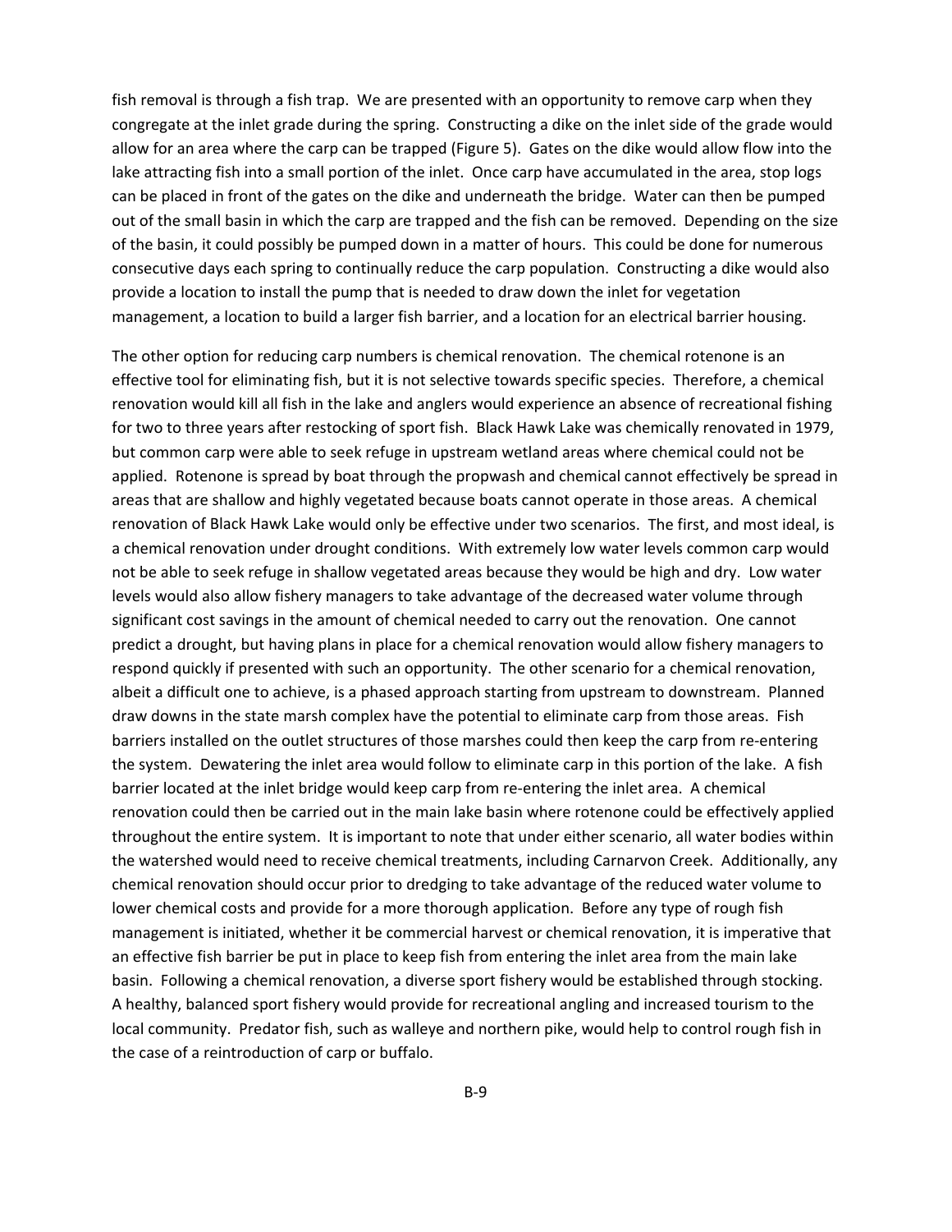fish removal is through a fish trap. We are presented with an opportunity to remove carp when they congregate at the inlet grade during the spring. Constructing a dike on the inlet side of the grade would allow for an area where the carp can be trapped (Figure 5). Gates on the dike would allow flow into the lake attracting fish into a small portion of the inlet. Once carp have accumulated in the area, stop logs can be placed in front of the gates on the dike and underneath the bridge. Water can then be pumped out of the small basin in which the carp are trapped and the fish can be removed. Depending on the size of the basin, it could possibly be pumped down in a matter of hours. This could be done for numerous consecutive days each spring to continually reduce the carp population. Constructing a dike would also provide a location to install the pump that is needed to draw down the inlet for vegetation management, a location to build a larger fish barrier, and a location for an electrical barrier housing.

The other option for reducing carp numbers is chemical renovation. The chemical rotenone is an effective tool for eliminating fish, but it is not selective towards specific species. Therefore, a chemical renovation would kill all fish in the lake and anglers would experience an absence of recreational fishing for two to three years after restocking of sport fish. Black Hawk Lake was chemically renovated in 1979, but common carp were able to seek refuge in upstream wetland areas where chemical could not be applied. Rotenone is spread by boat through the propwash and chemical cannot effectively be spread in areas that are shallow and highly vegetated because boats cannot operate in those areas. A chemical renovation of Black Hawk Lake would only be effective under two scenarios. The first, and most ideal, is a chemical renovation under drought conditions. With extremely low water levels common carp would not be able to seek refuge in shallow vegetated areas because they would be high and dry. Low water levels would also allow fishery managers to take advantage of the decreased water volume through significant cost savings in the amount of chemical needed to carry out the renovation. One cannot predict a drought, but having plans in place for a chemical renovation would allow fishery managers to respond quickly if presented with such an opportunity. The other scenario for a chemical renovation, albeit a difficult one to achieve, is a phased approach starting from upstream to downstream. Planned draw downs in the state marsh complex have the potential to eliminate carp from those areas. Fish barriers installed on the outlet structures of those marshes could then keep the carp from re-entering the system. Dewatering the inlet area would follow to eliminate carp in this portion of the lake. A fish barrier located at the inlet bridge would keep carp from re-entering the inlet area. A chemical renovation could then be carried out in the main lake basin where rotenone could be effectively applied throughout the entire system. It is important to note that under either scenario, all water bodies within the watershed would need to receive chemical treatments, including Carnarvon Creek. Additionally, any chemical renovation should occur prior to dredging to take advantage of the reduced water volume to lower chemical costs and provide for a more thorough application. Before any type of rough fish management is initiated, whether it be commercial harvest or chemical renovation, it is imperative that an effective fish barrier be put in place to keep fish from entering the inlet area from the main lake basin. Following a chemical renovation, a diverse sport fishery would be established through stocking. A healthy, balanced sport fishery would provide for recreational angling and increased tourism to the local community. Predator fish, such as walleye and northern pike, would help to control rough fish in the case of a reintroduction of carp or buffalo.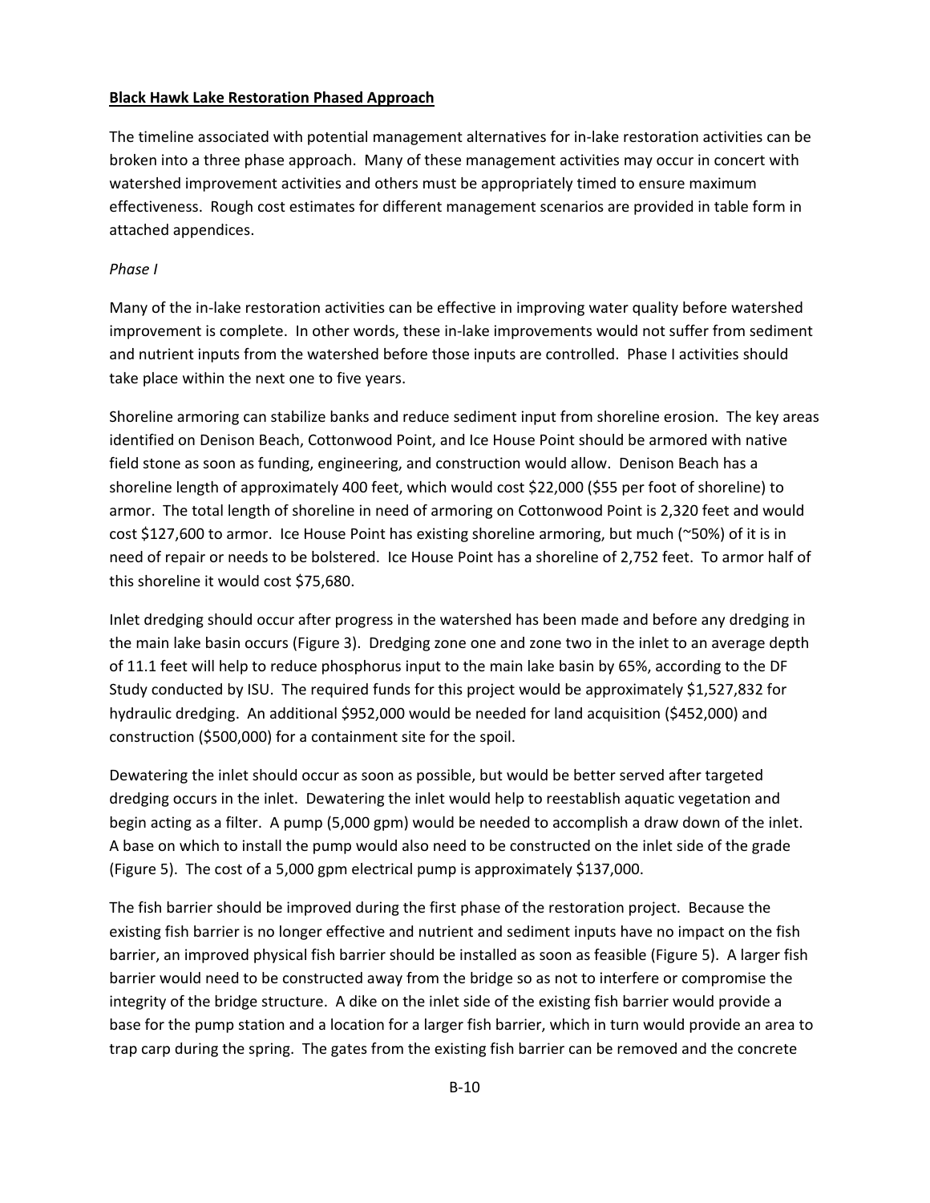**Black Hawk Lake Restoration Phased Approach**

The timeline associated with potential management alternatives for in-lake restoration activities can be broken into a three phase approach. Many of these management activities may occur in concert with watershed improvement activities and others must be appropriately timed to ensure maximum effectiveness. Rough cost estimates for different management scenarios are provided in table form in attached appendices.

*Phase I*

Many of the in-lake restoration activities can be effective in improving water quality before watershed improvement is complete. In other words, these in-lake improvements would not suffer from sediment and nutrient inputs from the watershed before those inputs are controlled. Phase I activities should take place within the next one to five years.

Shoreline armoring can stabilize banks and reduce sediment input from shoreline erosion. The key areas identified on Denison Beach, Cottonwood Point, and Ice House Point should be armored with native field stone as soon as funding, engineering, and construction would allow. Denison Beach has a shoreline length of approximately 400 feet, which would cost $22,000 ($55 per foot of shoreline) to armor. The total length of shoreline in need of armoring on Cottonwood Point is 2,320 feet and would cost $127,600 to armor. Ice House Point has existing shoreline armoring, but much (~50%) of it is in need of repair or needs to be bolstered. Ice House Point has a shoreline of 2,752 feet. To armor half of this shoreline it would cost $75,680.

Inlet dredging should occur after progress in the watershed has been made and before any dredging in the main lake basin occurs (Figure 3). Dredging zone one and zone two in the inlet to an average depth of 11.1 feet will help to reduce phosphorus input to the main lake basin by 65%, according to the DF Study conducted by ISU. The required funds for this project would be approximately $1,527,832 for hydraulic dredging. An additional $952,000 would be needed for land acquisition ($452,000) and construction ($500,000) for a containment site for the spoil.

Dewatering the inlet should occur as soon as possible, but would be better served after targeted dredging occurs in the inlet. Dewatering the inlet would help to reestablish aquatic vegetation and begin acting as a filter. A pump (5,000 gpm) would be needed to accomplish a draw down of the inlet. A base on which to install the pump would also need to be constructed on the inlet side of the grade (Figure 5). The cost of a 5,000 gpm electrical pump is approximately $137,000.

The fish barrier should be improved during the first phase of the restoration project. Because the existing fish barrier is no longer effective and nutrient and sediment inputs have no impact on the fish barrier, an improved physical fish barrier should be installed as soon as feasible (Figure 5). A larger fish barrier would need to be constructed away from the bridge so as not to interfere or compromise the integrity of the bridge structure. A dike on the inlet side of the existing fish barrier would provide a base for the pump station and a location for a larger fish barrier, which in turn would provide an area to trap carp during the spring. The gates from the existing fish barrier can be removed and the concrete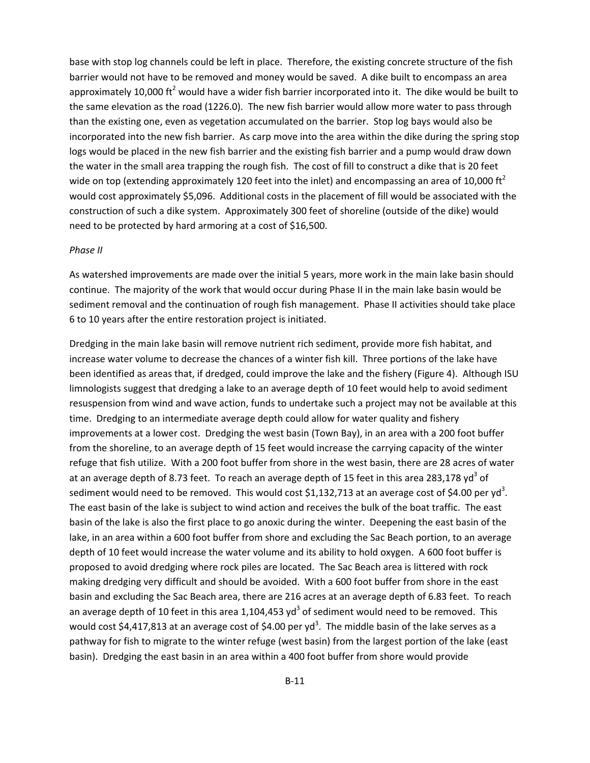base with stop log channels could be left in place. Therefore, the existing concrete structure of the fish barrier would not have to be removed and money would be saved. A dike built to encompass an area approximately 10,000 $ft^2$ would have a wider fish barrier incorporated into it. The dike would be built to the same elevation as the road (1226.0). The new fish barrier would allow more water to pass through than the existing one, even as vegetation accumulated on the barrier. Stop log bays would also be incorporated into the new fish barrier. As carp move into the area within the dike during the spring stop logs would be placed in the new fish barrier and the existing fish barrier and a pump would draw down the water in the small area trapping the rough fish. The cost of fill to construct a dike that is 20 feet wide on top (extending approximately 120 feet into the inlet) and encompassing an area of 10,000 $ft^2$ would cost approximately $5,096. Additional costs in the placement of fill would be associated with the construction of such a dike system. Approximately 300 feet of shoreline (outside of the dike) would need to be protected by hard armoring at a cost of $16,500.

*Phase II*

As watershed improvements are made over the initial 5 years, more work in the main lake basin should continue. The majority of the work that would occur during Phase II in the main lake basin would be sediment removal and the continuation of rough fish management. Phase II activities should take place 6 to 10 years after the entire restoration project is initiated.

Dredging in the main lake basin will remove nutrient rich sediment, provide more fish habitat, and increase water volume to decrease the chances of a winter fish kill. Three portions of the lake have been identified as areas that, if dredged, could improve the lake and the fishery (Figure 4). Although ISU limnologists suggest that dredging a lake to an average depth of 10 feet would help to avoid sediment resuspension from wind and wave action, funds to undertake such a project may not be available at this time. Dredging to an intermediate average depth could allow for water quality and fishery improvements at a lower cost. Dredging the west basin (Town Bay), in an area with a 200 foot buffer from the shoreline, to an average depth of 15 feet would increase the carrying capacity of the winter refuge that fish utilize. With a 200 foot buffer from shore in the west basin, there are 28 acres of water at an average depth of 8.73 feet. To reach an average depth of 15 feet in this area 283,178 $yd^3$ of sediment would need to be removed. This would cost $1,132,713 at an average cost of $4.00 per $yd^3$. The east basin of the lake is subject to wind action and receives the bulk of the boat traffic. The east basin of the lake is also the first place to go anoxic during the winter. Deepening the east basin of the lake, in an area within a 600 foot buffer from shore and excluding the Sac Beach portion, to an average depth of 10 feet would increase the water volume and its ability to hold oxygen. A 600 foot buffer is proposed to avoid dredging where rock piles are located. The Sac Beach area is littered with rock making dredging very difficult and should be avoided. With a 600 foot buffer from shore in the east basin and excluding the Sac Beach area, there are 216 acres at an average depth of 6.83 feet. To reach an average depth of 10 feet in this area 1,104,453 $yd^3$ of sediment would need to be removed. This would cost $4,417,813 at an average cost of $4.00 per $yd^3$. The middle basin of the lake serves as a pathway for fish to migrate to the winter refuge (west basin) from the largest portion of the lake (east basin). Dredging the east basin in an area within a 400 foot buffer from shore would provide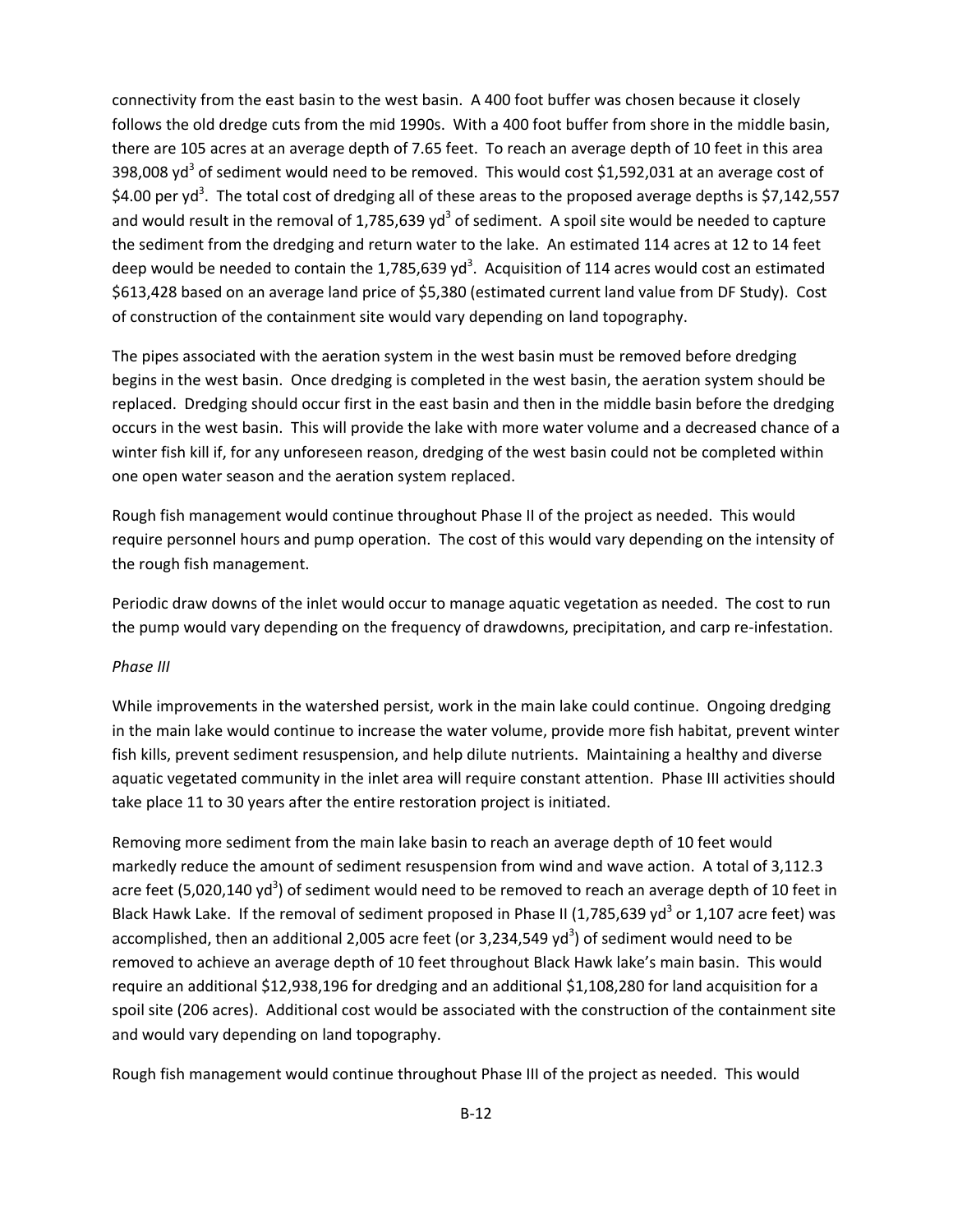connectivity from the east basin to the west basin. A 400 foot buffer was chosen because it closely follows the old dredge cuts from the mid 1990s. With a 400 foot buffer from shore in the middle basin, there are 105 acres at an average depth of 7.65 feet. To reach an average depth of 10 feet in this area 398,008 $yd^3$ of sediment would need to be removed. This would cost $1,592,031 at an average cost of $4.00 per $yd^3$. The total cost of dredging all of these areas to the proposed average depths is $7,142,557 and would result in the removal of 1,785,639 $yd^3$ of sediment. A spoil site would be needed to capture the sediment from the dredging and return water to the lake. An estimated 114 acres at 12 to 14 feet deep would be needed to contain the 1,785,639 $yd^3$. Acquisition of 114 acres would cost an estimated $613,428 based on an average land price of $5,380 (estimated current land value from DF Study). Cost of construction of the containment site would vary depending on land topography.

The pipes associated with the aeration system in the west basin must be removed before dredging begins in the west basin. Once dredging is completed in the west basin, the aeration system should be replaced. Dredging should occur first in the east basin and then in the middle basin before the dredging occurs in the west basin. This will provide the lake with more water volume and a decreased chance of a winter fish kill if, for any unforeseen reason, dredging of the west basin could not be completed within one open water season and the aeration system replaced.

Rough fish management would continue throughout Phase II of the project as needed. This would require personnel hours and pump operation. The cost of this would vary depending on the intensity of the rough fish management.

Periodic draw downs of the inlet would occur to manage aquatic vegetation as needed. The cost to run the pump would vary depending on the frequency of drawdowns, precipitation, and carp re-infestation.

*Phase III*

While improvements in the watershed persist, work in the main lake could continue. Ongoing dredging in the main lake would continue to increase the water volume, provide more fish habitat, prevent winter fish kills, prevent sediment resuspension, and help dilute nutrients. Maintaining a healthy and diverse aquatic vegetated community in the inlet area will require constant attention. Phase III activities should take place 11 to 30 years after the entire restoration project is initiated.

Removing more sediment from the main lake basin to reach an average depth of 10 feet would markedly reduce the amount of sediment resuspension from wind and wave action. A total of 3,112.3 acre feet (5,020,140 $yd^3$) of sediment would need to be removed to reach an average depth of 10 feet in Black Hawk Lake. If the removal of sediment proposed in Phase II (1,785,639 $yd^3$ or 1,107 acre feet) was accomplished, then an additional 2,005 acre feet (or 3,234,549 $yd^3$) of sediment would need to be removed to achieve an average depth of 10 feet throughout Black Hawk lake's main basin. This would require an additional $12,938,196 for dredging and an additional $1,108,280 for land acquisition for a spoil site (206 acres). Additional cost would be associated with the construction of the containment site and would vary depending on land topography.

Rough fish management would continue throughout Phase III of the project as needed. This would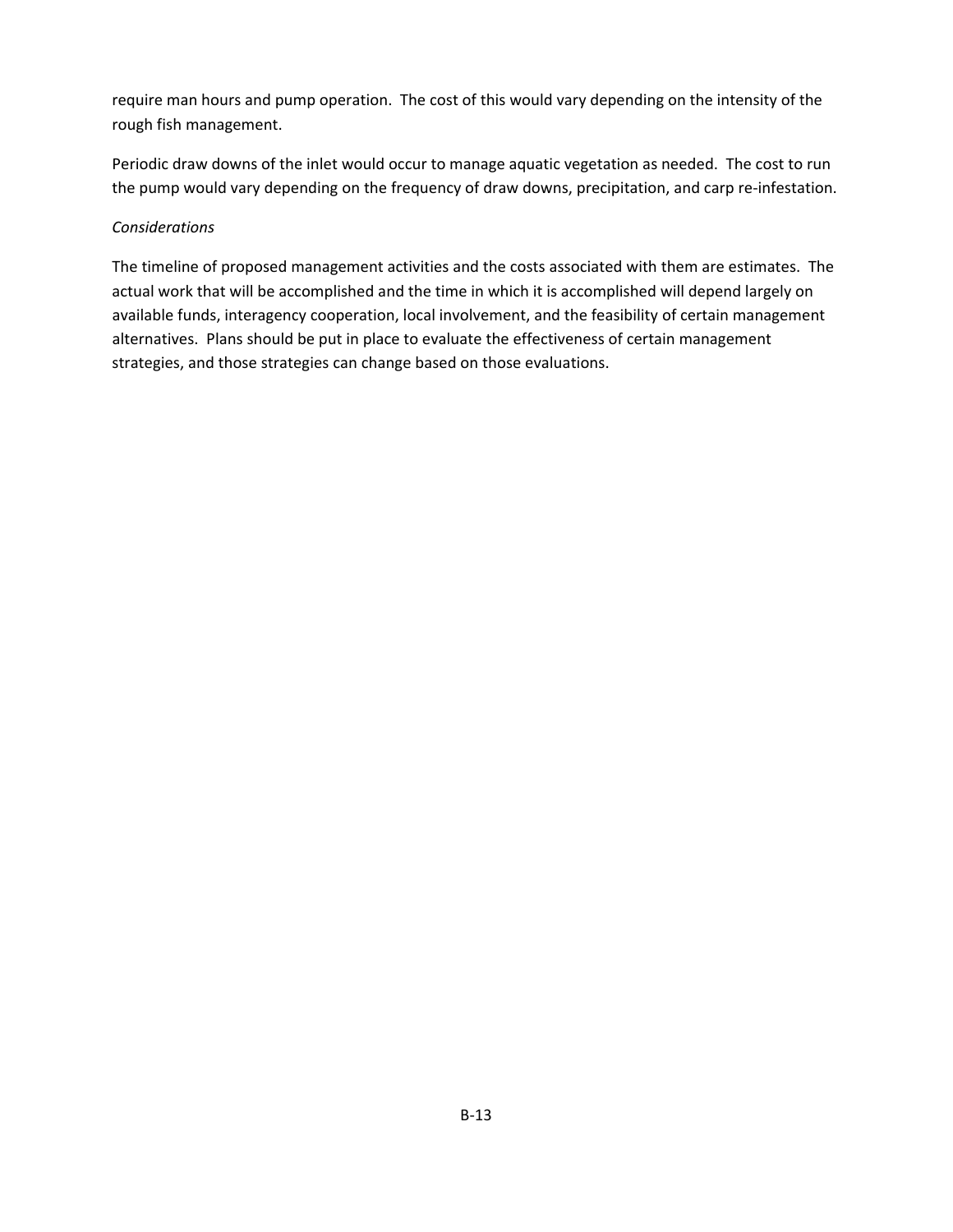require man hours and pump operation. The cost of this would vary depending on the intensity of the rough fish management.

Periodic draw downs of the inlet would occur to manage aquatic vegetation as needed. The cost to run the pump would vary depending on the frequency of draw downs, precipitation, and carp re-infestation.

*Considerations*

The timeline of proposed management activities and the costs associated with them are estimates. The actual work that will be accomplished and the time in which it is accomplished will depend largely on available funds, interagency cooperation, local involvement, and the feasibility of certain management alternatives. Plans should be put in place to evaluate the effectiveness of certain management strategies, and those strategies can change based on those evaluations.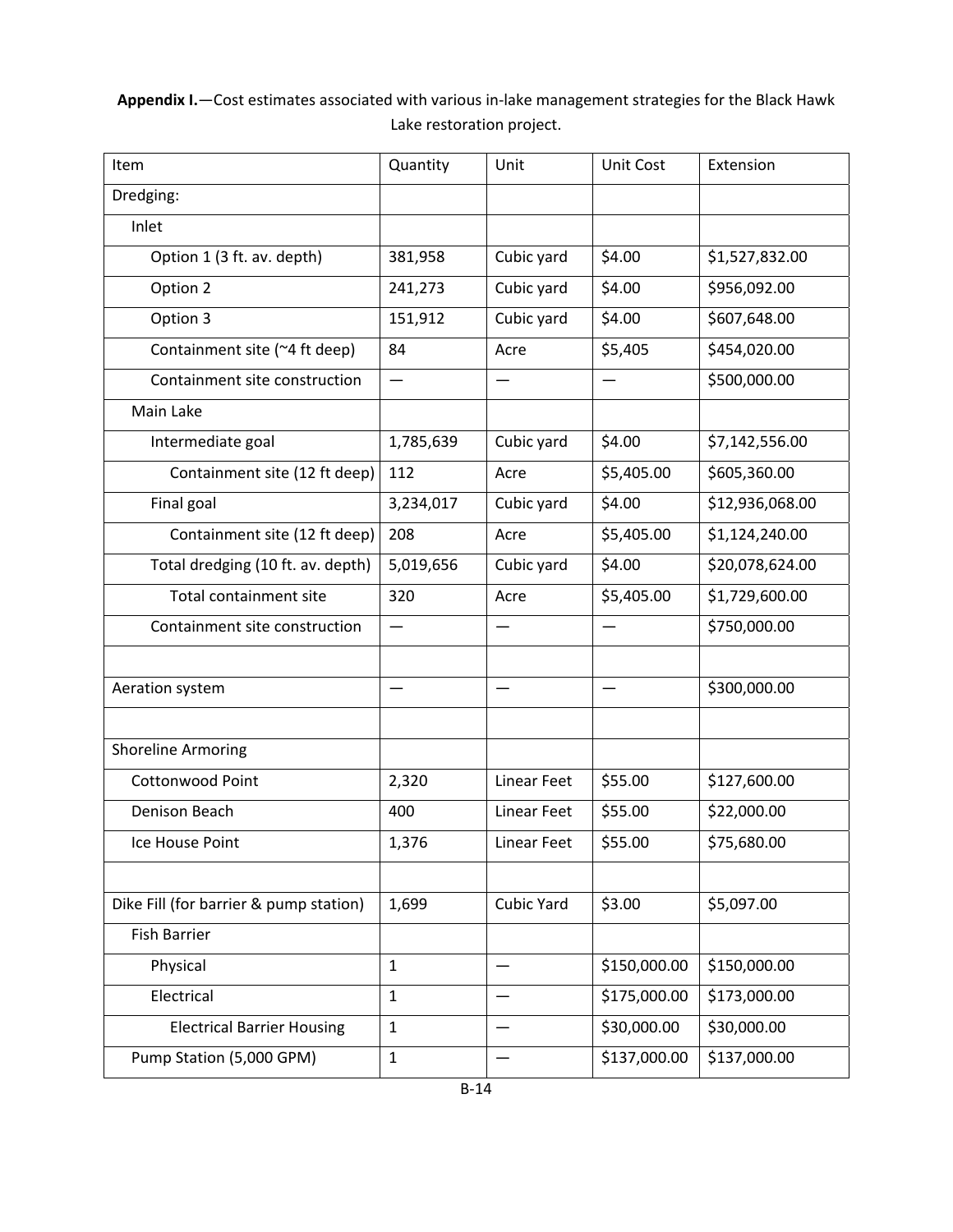**Appendix I.**—Cost estimates associated with various in-lake management strategies for the Black Hawk Lake restoration project.

| Item | Quantity | Unit | Unit Cost | Extension |
|---|---|---|---|---|
| Dredging: | | | | |
| Inlet | | | | |
| Option 1 (3 ft. av. depth) | 381,958 | Cubic yard | $4.00 | $1,527,832.00 |
| Option 2 | 241,273 | Cubic yard | $4.00 | $956,092.00 |
| Option 3 | 151,912 | Cubic yard | $4.00 | $607,648.00 |
| Containment site (~4 ft deep) | 84 | Acre | $5,405 | $454,020.00 |
| Containment site construction | — | — | — | $500,000.00 |
| Main Lake | | | | |
| Intermediate goal | 1,785,639 | Cubic yard | $4.00 | $7,142,556.00 |
| Containment site (12 ft deep) | 112 | Acre | $5,405.00 | $605,360.00 |
| Final goal | 3,234,017 | Cubic yard | $4.00 | $12,936,068.00 |
| Containment site (12 ft deep) | 208 | Acre | $5,405.00 | $1,124,240.00 |
| Total dredging (10 ft. av. depth) | 5,019,656 | Cubic yard | $4.00 | $20,078,624.00 |
| Total containment site | 320 | Acre | $5,405.00 | $1,729,600.00 |
| Containment site construction | — | — | — | $750,000.00 |
| | | | | |
| Aeration system | — | — | — | $300,000.00 |
| | | | | |
| Shoreline Armoring | | | | |
| Cottonwood Point | 2,320 | Linear Feet | $55.00 | $127,600.00 |
| Denison Beach | 400 | Linear Feet | $55.00 | $22,000.00 |
| Ice House Point | 1,376 | Linear Feet | $55.00 | $75,680.00 |
| | | | | |
| Dike Fill (for barrier & pump station) | 1,699 | Cubic Yard | $3.00 | $5,097.00 |
| Fish Barrier | | | | |
| Physical | 1 | — | $150,000.00 | $150,000.00 |
| Electrical | 1 | — | $175,000.00 | $173,000.00 |
| Electrical Barrier Housing | 1 | — | $30,000.00 | $30,000.00 |
| Pump Station (5,000 GPM) | 1 | — | $137,000.00 | $137,000.00 |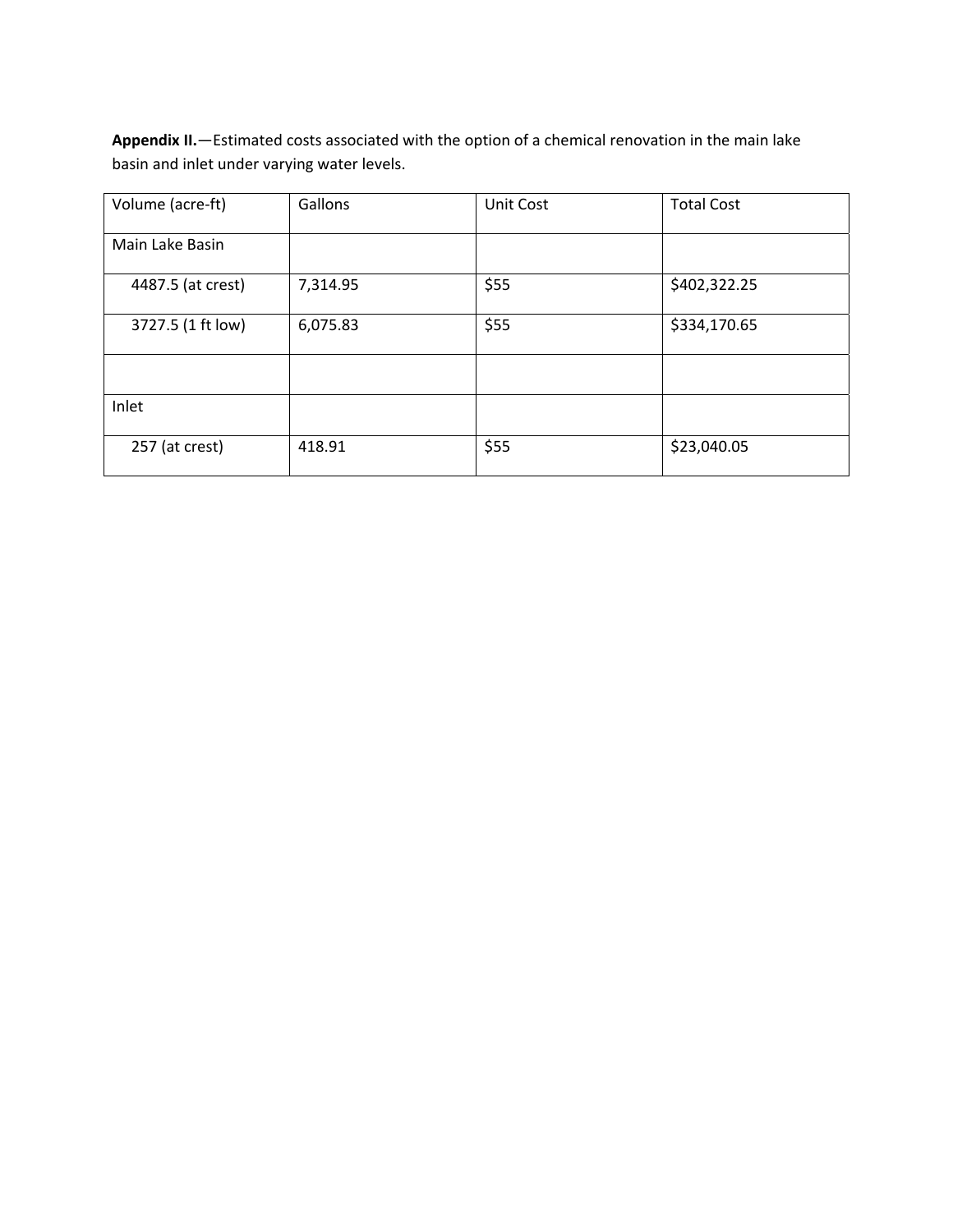**Appendix II.**—Estimated costs associated with the option of a chemical renovation in the main lake basin and inlet under varying water levels.

| Volume (acre-ft) | Gallons | Unit Cost | Total Cost |
|---|---|---|---|
| Main Lake Basin | | | |
| 4487.5 (at crest) | 7,314.95 | $55 | $402,322.25 |
| 3727.5 (1 ft low) | 6,075.83 | $55 | $334,170.65 |
| | | | |
| Inlet | | | |
| 257 (at crest) | 418.91 | $55 | $23,040.05 |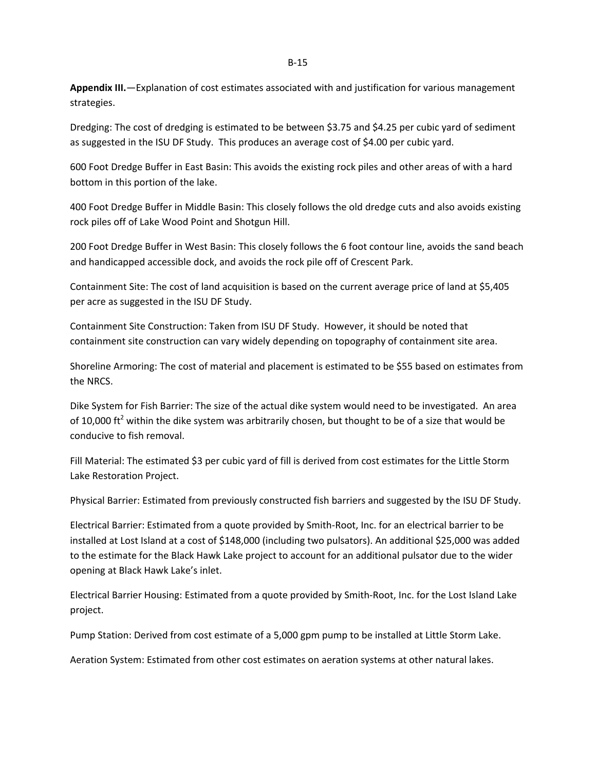**Appendix III.**—Explanation of cost estimates associated with and justification for various management strategies.

Dredging: The cost of dredging is estimated to be between $3.75 and $4.25 per cubic yard of sediment as suggested in the ISU DF Study. This produces an average cost of $4.00 per cubic yard.

600 Foot Dredge Buffer in East Basin: This avoids the existing rock piles and other areas of with a hard bottom in this portion of the lake.

400 Foot Dredge Buffer in Middle Basin: This closely follows the old dredge cuts and also avoids existing rock piles off of Lake Wood Point and Shotgun Hill.

200 Foot Dredge Buffer in West Basin: This closely follows the 6 foot contour line, avoids the sand beach and handicapped accessible dock, and avoids the rock pile off of Crescent Park.

Containment Site: The cost of land acquisition is based on the current average price of land at $5,405 per acre as suggested in the ISU DF Study.

Containment Site Construction: Taken from ISU DF Study. However, it should be noted that containment site construction can vary widely depending on topography of containment site area.

Shoreline Armoring: The cost of material and placement is estimated to be $55 based on estimates from the NRCS.

Dike System for Fish Barrier: The size of the actual dike system would need to be investigated. An area of 10,000 $ft^2$ within the dike system was arbitrarily chosen, but thought to be of a size that would be conducive to fish removal.

Fill Material: The estimated $3 per cubic yard of fill is derived from cost estimates for the Little Storm Lake Restoration Project.

Physical Barrier: Estimated from previously constructed fish barriers and suggested by the ISU DF Study.

Electrical Barrier: Estimated from a quote provided by Smith-Root, Inc. for an electrical barrier to be installed at Lost Island at a cost of $148,000 (including two pulsators). An additional $25,000 was added to the estimate for the Black Hawk Lake project to account for an additional pulsator due to the wider opening at Black Hawk Lake's inlet.

Electrical Barrier Housing: Estimated from a quote provided by Smith-Root, Inc. for the Lost Island Lake project.

Pump Station: Derived from cost estimate of a 5,000 gpm pump to be installed at Little Storm Lake.

Aeration System: Estimated from other cost estimates on aeration systems at other natural lakes.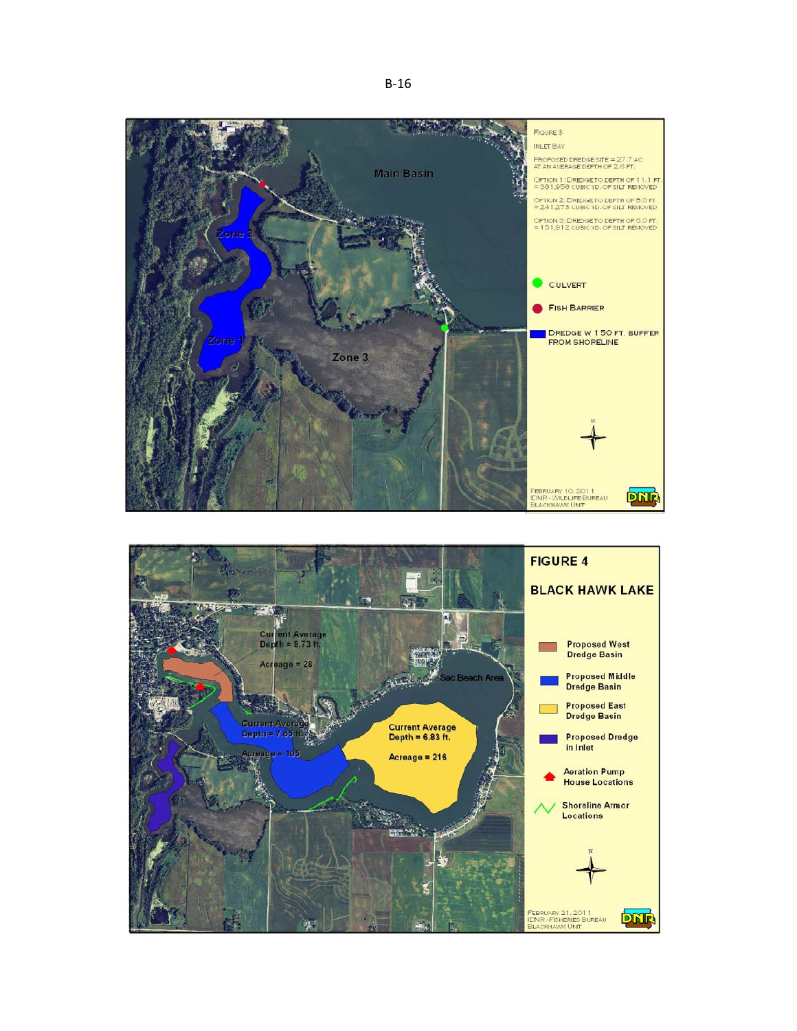B-16

Main Basin

Zone 2

Zone 1

Zone 3

FIGURE 3

INLET BAY

PROPOSED DREDGE SITE = 27.7 AC. AT AN AVERAGE DEPTH OF 2.6 FT.

OPTION 1: DREDGE TO DEPTH OF 11.1 FT. = 381,956 CUBIC YD. OF SILT REMOVED

OPTION 2: DREDGE TO DEPTH OF 8.0 FT. = 241,273 CUBIC YD. OF SILT REMOVED

OPTION 3: DREDGE TO DEPTH OF 6.0 FT. = 151,912 CUBIC YD. OF SILT REMOVED

CULVERT

FISH BARRIER

DREDGE W 150 FT. BUFFER FROM SHORELINE

FEBRUARY 10, 2011
IDNR - WILDLIFE BUREAU
BLACKHAWK UNIT

DNR

Current Average Depth = 8.73 ft.

Acreage = 28

Current Average Depth = 7.65 ft.

Acreage = 105

Current Average Depth = 6.83 ft.

Acreage = 216

Sac Beach Area

FIGURE 4

BLACK HAWK LAKE

Proposed West Dredge Basin

Proposed Middle Dredge Basin

Proposed East Dredge Basin

Proposed Dredge in Inlet

Aeration Pump House Locations

Shoreline Armor Locations

FEBRUARY 21, 2011
IDNR - FISHERIES BUREAU
BLACKHAWK UNIT

DNR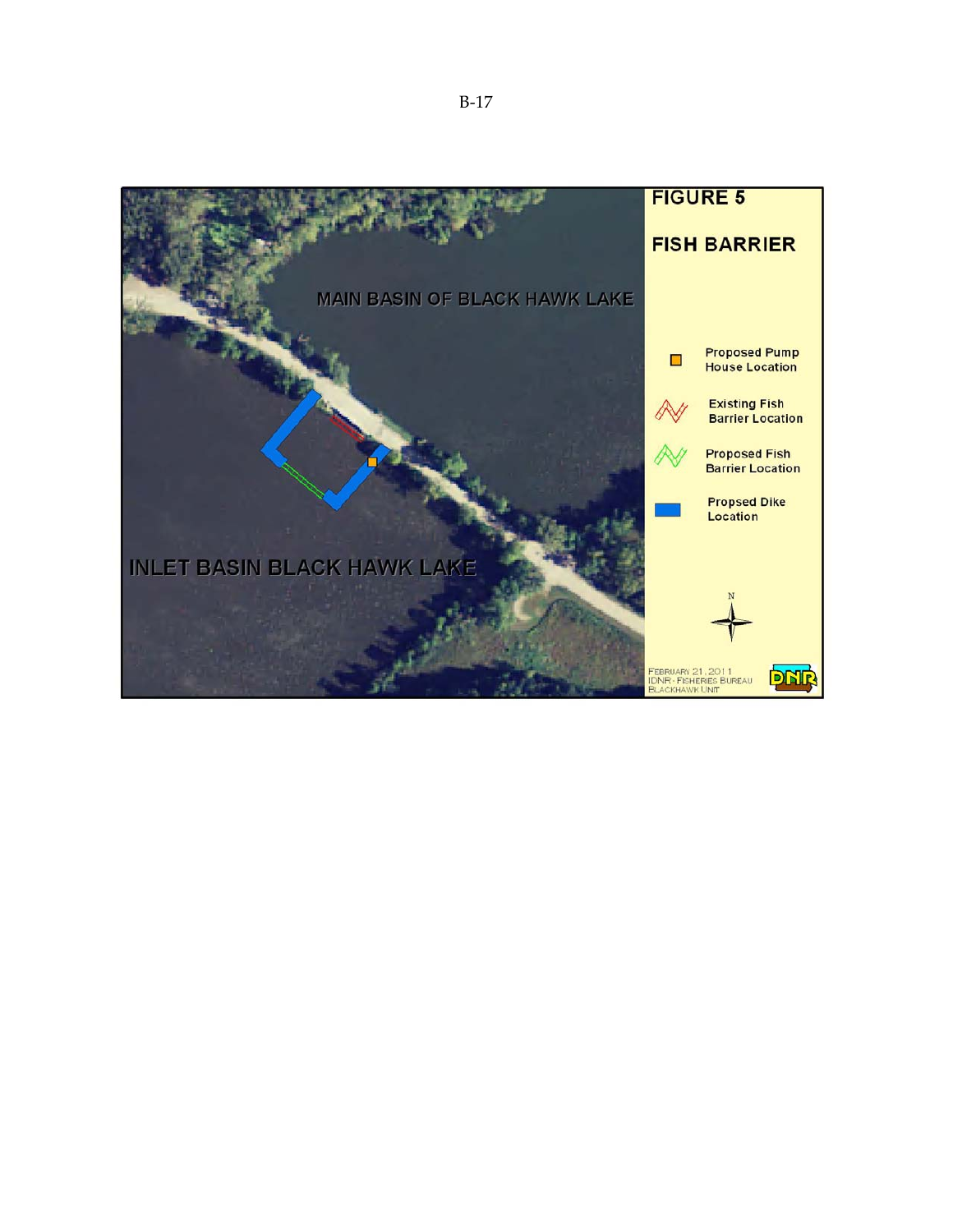# FIGURE 5

## FISH BARRIER

MAIN BASIN OF BLACK HAWK LAKE

INLET BASIN BLACK HAWK LAKE

- Proposed Pump House Location
- Existing Fish Barrier Location
- Proposed Fish Barrier Location
- Propsed Dike Location

N

February 21, 2011
IDNR - Fisheries Bureau
Blackhawk Unit

DNR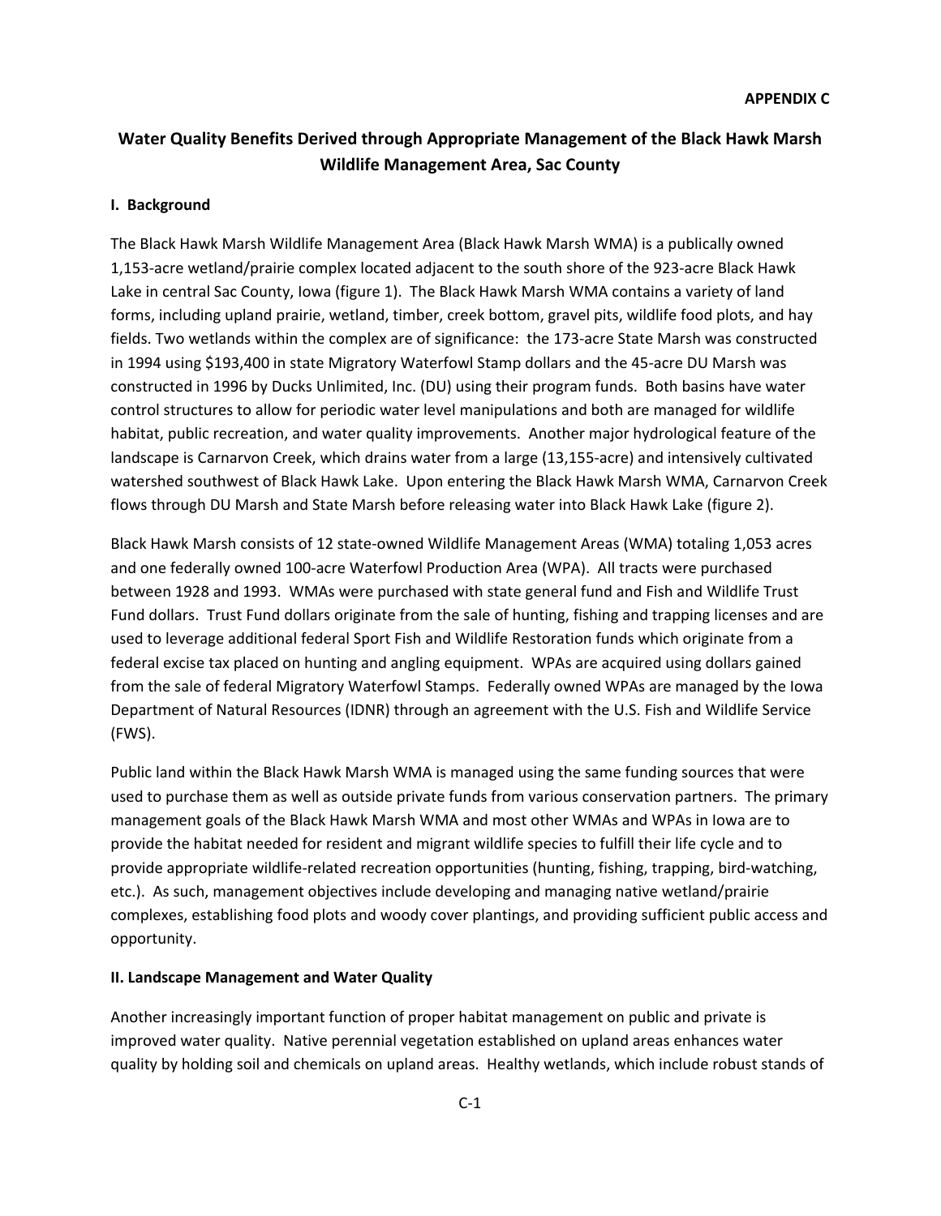**APPENDIX C**

# Water Quality Benefits Derived through Appropriate Management of the Black Hawk Marsh Wildlife Management Area, Sac County

## I. Background

The Black Hawk Marsh Wildlife Management Area (Black Hawk Marsh WMA) is a publically owned 1,153-acre wetland/prairie complex located adjacent to the south shore of the 923-acre Black Hawk Lake in central Sac County, Iowa (figure 1). The Black Hawk Marsh WMA contains a variety of land forms, including upland prairie, wetland, timber, creek bottom, gravel pits, wildlife food plots, and hay fields. Two wetlands within the complex are of significance: the 173-acre State Marsh was constructed in 1994 using $193,400 in state Migratory Waterfowl Stamp dollars and the 45-acre DU Marsh was constructed in 1996 by Ducks Unlimited, Inc. (DU) using their program funds. Both basins have water control structures to allow for periodic water level manipulations and both are managed for wildlife habitat, public recreation, and water quality improvements. Another major hydrological feature of the landscape is Carnarvon Creek, which drains water from a large (13,155-acre) and intensively cultivated watershed southwest of Black Hawk Lake. Upon entering the Black Hawk Marsh WMA, Carnarvon Creek flows through DU Marsh and State Marsh before releasing water into Black Hawk Lake (figure 2).

Black Hawk Marsh consists of 12 state-owned Wildlife Management Areas (WMA) totaling 1,053 acres and one federally owned 100-acre Waterfowl Production Area (WPA). All tracts were purchased between 1928 and 1993. WMAs were purchased with state general fund and Fish and Wildlife Trust Fund dollars. Trust Fund dollars originate from the sale of hunting, fishing and trapping licenses and are used to leverage additional federal Sport Fish and Wildlife Restoration funds which originate from a federal excise tax placed on hunting and angling equipment. WPAs are acquired using dollars gained from the sale of federal Migratory Waterfowl Stamps. Federally owned WPAs are managed by the Iowa Department of Natural Resources (IDNR) through an agreement with the U.S. Fish and Wildlife Service (FWS).

Public land within the Black Hawk Marsh WMA is managed using the same funding sources that were used to purchase them as well as outside private funds from various conservation partners. The primary management goals of the Black Hawk Marsh WMA and most other WMAs and WPAs in Iowa are to provide the habitat needed for resident and migrant wildlife species to fulfill their life cycle and to provide appropriate wildlife-related recreation opportunities (hunting, fishing, trapping, bird-watching, etc.). As such, management objectives include developing and managing native wetland/prairie complexes, establishing food plots and woody cover plantings, and providing sufficient public access and opportunity.

## II. Landscape Management and Water Quality

Another increasingly important function of proper habitat management on public and private is improved water quality. Native perennial vegetation established on upland areas enhances water quality by holding soil and chemicals on upland areas. Healthy wetlands, which include robust stands of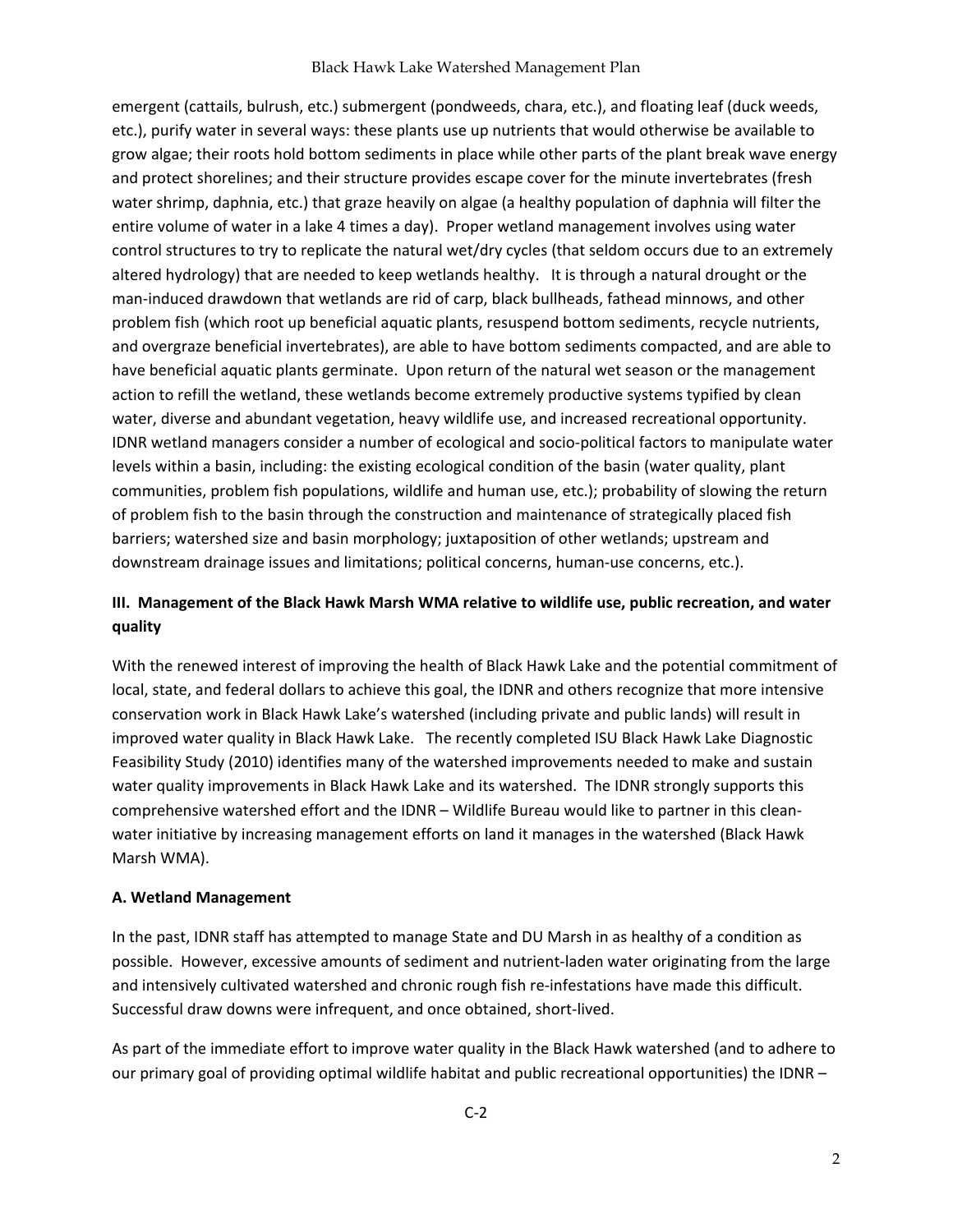emergent (cattails, bulrush, etc.) submergent (pondweeds, chara, etc.), and floating leaf (duck weeds, etc.), purify water in several ways: these plants use up nutrients that would otherwise be available to grow algae; their roots hold bottom sediments in place while other parts of the plant break wave energy and protect shorelines; and their structure provides escape cover for the minute invertebrates (fresh water shrimp, daphnia, etc.) that graze heavily on algae (a healthy population of daphnia will filter the entire volume of water in a lake 4 times a day). Proper wetland management involves using water control structures to try to replicate the natural wet/dry cycles (that seldom occurs due to an extremely altered hydrology) that are needed to keep wetlands healthy. It is through a natural drought or the man-induced drawdown that wetlands are rid of carp, black bullheads, fathead minnows, and other problem fish (which root up beneficial aquatic plants, resuspend bottom sediments, recycle nutrients, and overgraze beneficial invertebrates), are able to have bottom sediments compacted, and are able to have beneficial aquatic plants germinate. Upon return of the natural wet season or the management action to refill the wetland, these wetlands become extremely productive systems typified by clean water, diverse and abundant vegetation, heavy wildlife use, and increased recreational opportunity. IDNR wetland managers consider a number of ecological and socio-political factors to manipulate water levels within a basin, including: the existing ecological condition of the basin (water quality, plant communities, problem fish populations, wildlife and human use, etc.); probability of slowing the return of problem fish to the basin through the construction and maintenance of strategically placed fish barriers; watershed size and basin morphology; juxtaposition of other wetlands; upstream and downstream drainage issues and limitations; political concerns, human-use concerns, etc.).

## III. Management of the Black Hawk Marsh WMA relative to wildlife use, public recreation, and water quality

With the renewed interest of improving the health of Black Hawk Lake and the potential commitment of local, state, and federal dollars to achieve this goal, the IDNR and others recognize that more intensive conservation work in Black Hawk Lake's watershed (including private and public lands) will result in improved water quality in Black Hawk Lake. The recently completed ISU Black Hawk Lake Diagnostic Feasibility Study (2010) identifies many of the watershed improvements needed to make and sustain water quality improvements in Black Hawk Lake and its watershed. The IDNR strongly supports this comprehensive watershed effort and the IDNR – Wildlife Bureau would like to partner in this clean-water initiative by increasing management efforts on land it manages in the watershed (Black Hawk Marsh WMA).

### A. Wetland Management

In the past, IDNR staff has attempted to manage State and DU Marsh in as healthy of a condition as possible. However, excessive amounts of sediment and nutrient-laden water originating from the large and intensively cultivated watershed and chronic rough fish re-infestations have made this difficult. Successful draw downs were infrequent, and once obtained, short-lived.

As part of the immediate effort to improve water quality in the Black Hawk watershed (and to adhere to our primary goal of providing optimal wildlife habitat and public recreational opportunities) the IDNR –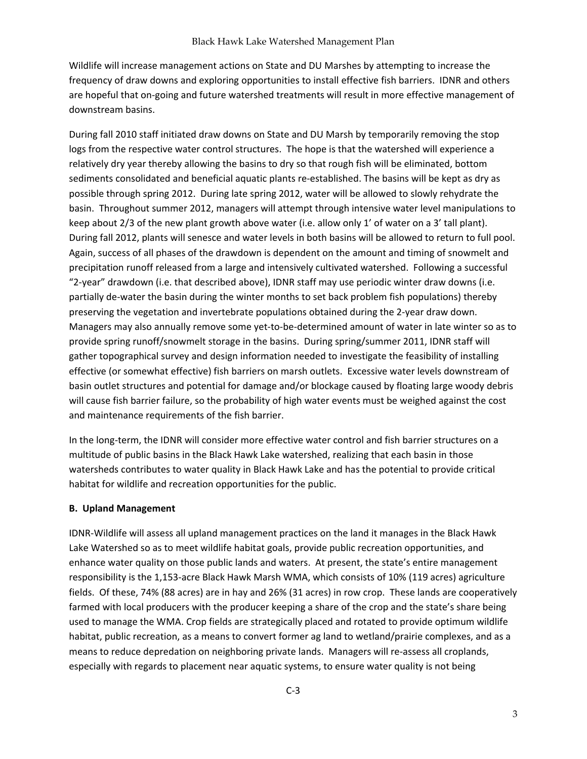Wildlife will increase management actions on State and DU Marshes by attempting to increase the frequency of draw downs and exploring opportunities to install effective fish barriers. IDNR and others are hopeful that on-going and future watershed treatments will result in more effective management of downstream basins.

During fall 2010 staff initiated draw downs on State and DU Marsh by temporarily removing the stop logs from the respective water control structures. The hope is that the watershed will experience a relatively dry year thereby allowing the basins to dry so that rough fish will be eliminated, bottom sediments consolidated and beneficial aquatic plants re-established. The basins will be kept as dry as possible through spring 2012. During late spring 2012, water will be allowed to slowly rehydrate the basin. Throughout summer 2012, managers will attempt through intensive water level manipulations to keep about 2/3 of the new plant growth above water (i.e. allow only 1' of water on a 3' tall plant). During fall 2012, plants will senesce and water levels in both basins will be allowed to return to full pool. Again, success of all phases of the drawdown is dependent on the amount and timing of snowmelt and precipitation runoff released from a large and intensively cultivated watershed. Following a successful "2-year" drawdown (i.e. that described above), IDNR staff may use periodic winter draw downs (i.e. partially de-water the basin during the winter months to set back problem fish populations) thereby preserving the vegetation and invertebrate populations obtained during the 2-year draw down. Managers may also annually remove some yet-to-be-determined amount of water in late winter so as to provide spring runoff/snowmelt storage in the basins. During spring/summer 2011, IDNR staff will gather topographical survey and design information needed to investigate the feasibility of installing effective (or somewhat effective) fish barriers on marsh outlets. Excessive water levels downstream of basin outlet structures and potential for damage and/or blockage caused by floating large woody debris will cause fish barrier failure, so the probability of high water events must be weighed against the cost and maintenance requirements of the fish barrier.

In the long-term, the IDNR will consider more effective water control and fish barrier structures on a multitude of public basins in the Black Hawk Lake watershed, realizing that each basin in those watersheds contributes to water quality in Black Hawk Lake and has the potential to provide critical habitat for wildlife and recreation opportunities for the public.

**B. Upland Management**

IDNR-Wildlife will assess all upland management practices on the land it manages in the Black Hawk Lake Watershed so as to meet wildlife habitat goals, provide public recreation opportunities, and enhance water quality on those public lands and waters. At present, the state's entire management responsibility is the 1,153-acre Black Hawk Marsh WMA, which consists of 10% (119 acres) agriculture fields. Of these, 74% (88 acres) are in hay and 26% (31 acres) in row crop. These lands are cooperatively farmed with local producers with the producer keeping a share of the crop and the state's share being used to manage the WMA. Crop fields are strategically placed and rotated to provide optimum wildlife habitat, public recreation, as a means to convert former ag land to wetland/prairie complexes, and as a means to reduce depredation on neighboring private lands. Managers will re-assess all croplands, especially with regards to placement near aquatic systems, to ensure water quality is not being

C-3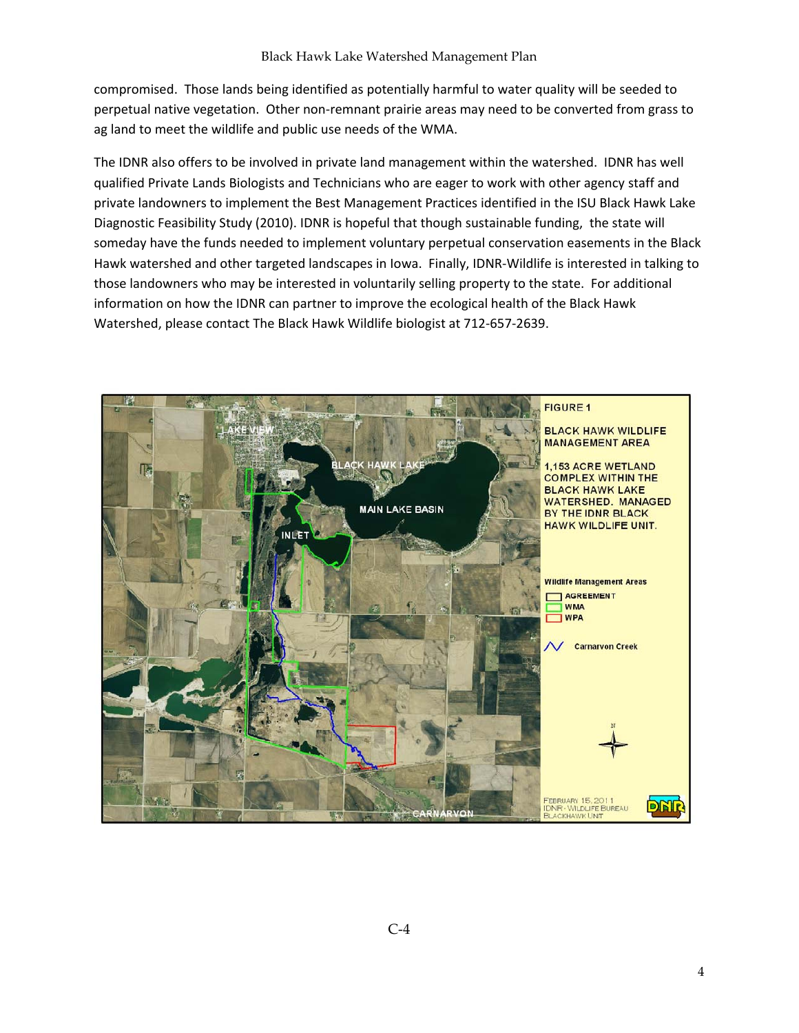compromised. Those lands being identified as potentially harmful to water quality will be seeded to perpetual native vegetation. Other non-remnant prairie areas may need to be converted from grass to ag land to meet the wildlife and public use needs of the WMA.

The IDNR also offers to be involved in private land management within the watershed. IDNR has well qualified Private Lands Biologists and Technicians who are eager to work with other agency staff and private landowners to implement the Best Management Practices identified in the ISU Black Hawk Lake Diagnostic Feasibility Study (2010). IDNR is hopeful that though sustainable funding, the state will someday have the funds needed to implement voluntary perpetual conservation easements in the Black Hawk watershed and other targeted landscapes in Iowa. Finally, IDNR-Wildlife is interested in talking to those landowners who may be interested in voluntarily selling property to the state. For additional information on how the IDNR can partner to improve the ecological health of the Black Hawk Watershed, please contact The Black Hawk Wildlife biologist at 712-657-2639.

FIGURE 1

BLACK HAWK WILDLIFE MANAGEMENT AREA

1,153 ACRE WETLAND COMPLEX WITHIN THE BLACK HAWK LAKE WATERSHED. MANAGED BY THE IDNR BLACK HAWK WILDLIFE UNIT.

Wildlife Management Areas
- AGREEMENT
- WMA
- WPA

Carnarvon Creek

LAKE VIEW, BLACK HAWK LAKE, MAIN LAKE BASIN, INLET, CARNARVON

FEBRUARY 15, 2011
IDNR - WILDLIFE BUREAU
BLACKHAWK UNIT

C-4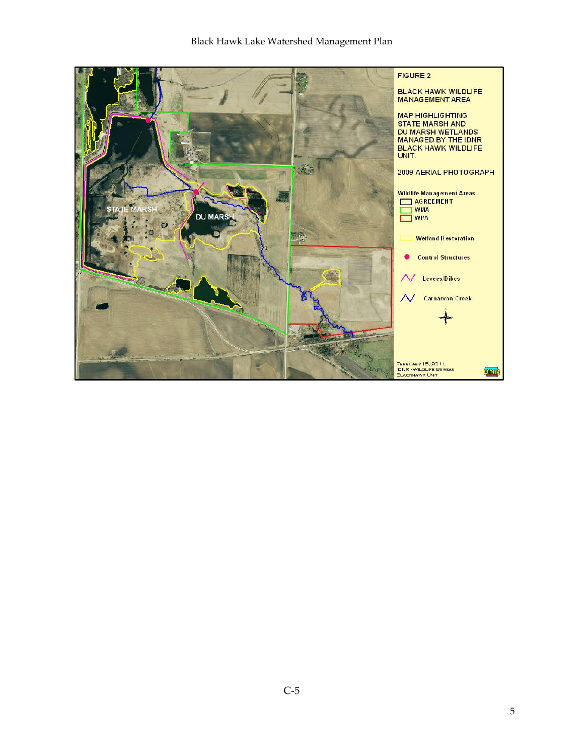FIGURE 2

BLACK HAWK WILDLIFE MANAGEMENT AREA

MAP HIGHLIGHTING STATE MARSH AND DU MARSH WETLANDS MANAGED BY THE IDNR BLACK HAWK WILDLIFE UNIT.

2009 AERIAL PHOTOGRAPH

Wildlife Management Areas

AGREEMENT

WMA

WPA

Wetland Restoration

Control Structures

Levees/Dikes

Carnarvon Creek

STATE MARSH

DU MARSH

FEBRUARY 15, 2011
IDNR - WILDLIFE BUREAU
BLACKHAWK UNIT

C-5